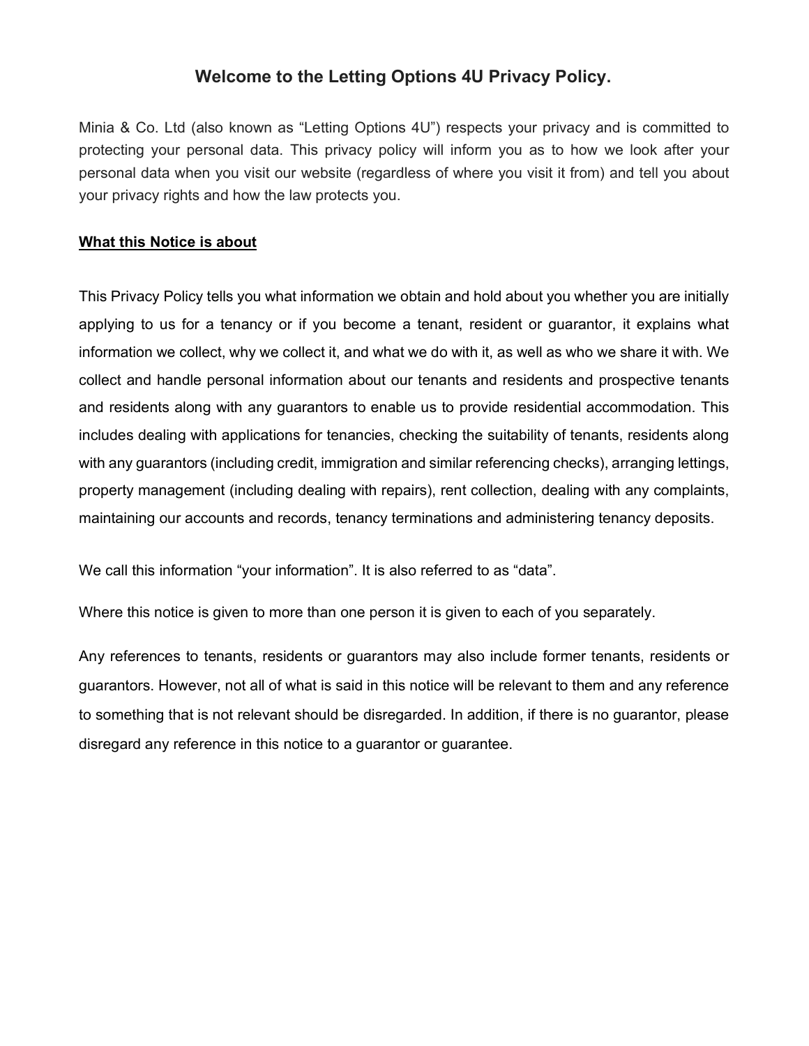# Welcome to the Letting Options 4U Privacy Policy.

Minia & Co. Ltd (also known as "Letting Options 4U") respects your privacy and is committed to protecting your personal data. This privacy policy will inform you as to how we look after your personal data when you visit our website (regardless of where you visit it from) and tell you about your privacy rights and how the law protects you.

## What this Notice is about

This Privacy Policy tells you what information we obtain and hold about you whether you are initially applying to us for a tenancy or if you become a tenant, resident or guarantor, it explains what information we collect, why we collect it, and what we do with it, as well as who we share it with. We collect and handle personal information about our tenants and residents and prospective tenants and residents along with any guarantors to enable us to provide residential accommodation. This includes dealing with applications for tenancies, checking the suitability of tenants, residents along with any guarantors (including credit, immigration and similar referencing checks), arranging lettings, property management (including dealing with repairs), rent collection, dealing with any complaints, maintaining our accounts and records, tenancy terminations and administering tenancy deposits.

We call this information "your information". It is also referred to as "data".

Where this notice is given to more than one person it is given to each of you separately.

Any references to tenants, residents or guarantors may also include former tenants, residents or guarantors. However, not all of what is said in this notice will be relevant to them and any reference to something that is not relevant should be disregarded. In addition, if there is no guarantor, please disregard any reference in this notice to a guarantor or guarantee.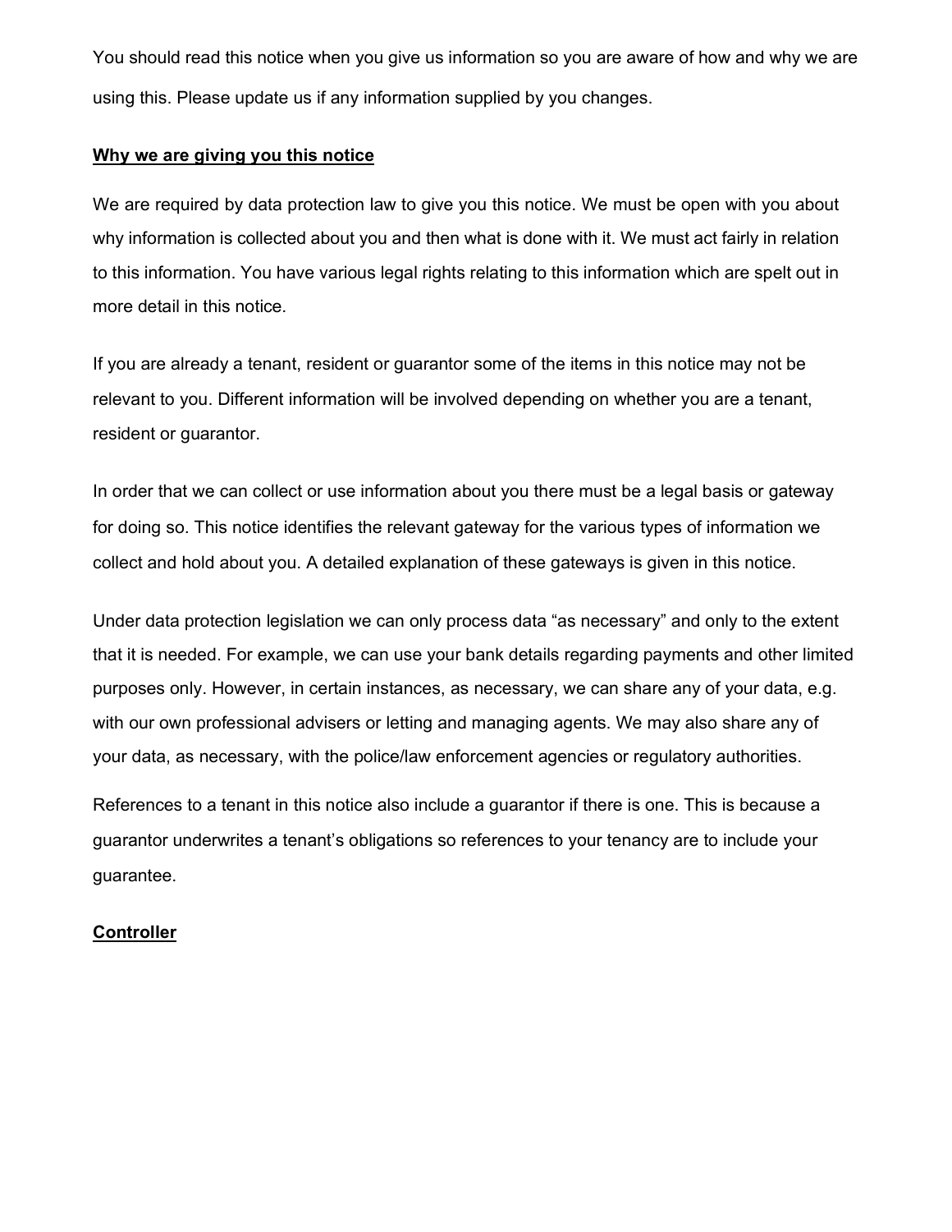You should read this notice when you give us information so you are aware of how and why we are using this. Please update us if any information supplied by you changes.

**Why we are giving you this notice**

We are required by data protection law to give you this notice. We must be open with you about why information is collected about you and then what is done with it. We must act fairly in relation to this information. You have various legal rights relating to this information which are spelt out in more detail in this notice.

If you are already a tenant, resident or guarantor some of the items in this notice may not be relevant to you. Different information will be involved depending on whether you are a tenant, resident or guarantor.

In order that we can collect or use information about you there must be a legal basis or gateway for doing so. This notice identifies the relevant gateway for the various types of information we collect and hold about you. A detailed explanation of these gateways is given in this notice.

Under data protection legislation we can only process data "as necessary" and only to the extent that it is needed. For example, we can use your bank details regarding payments and other limited purposes only. However, in certain instances, as necessary, we can share any of your data, e.g. with our own professional advisers or letting and managing agents. We may also share any of your data, as necessary, with the police/law enforcement agencies or regulatory authorities.

References to a tenant in this notice also include a guarantor if there is one. This is because a guarantor underwrites a tenant's obligations so references to your tenancy are to include your guarantee.

**Controller**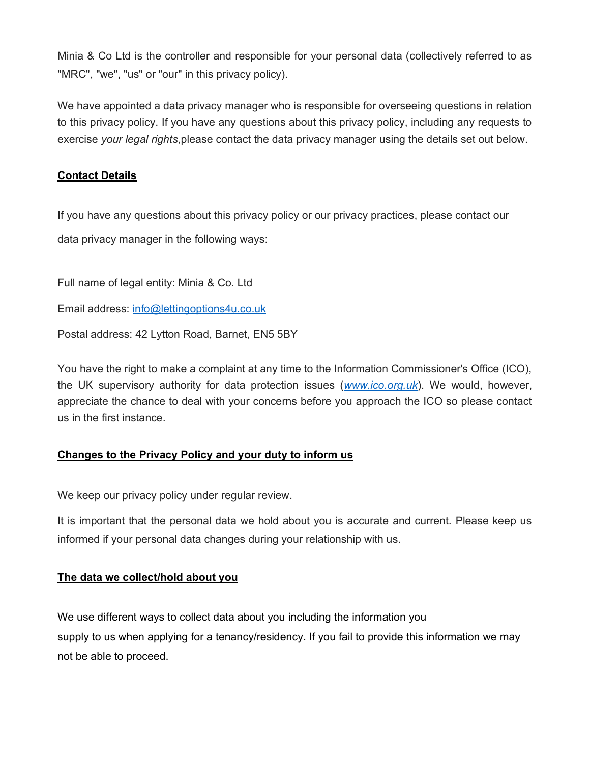Minia & Co Ltd is the controller and responsible for your personal data (collectively referred to as "MRC", "we", "us" or "our" in this privacy policy).

We have appointed a data privacy manager who is responsible for overseeing questions in relation to this privacy policy. If you have any questions about this privacy policy, including any requests to exercise *your legal rights*,please contact the data privacy manager using the details set out below.

## Contact Details

If you have any questions about this privacy policy or our privacy practices, please contact our data privacy manager in the following ways:

Full name of legal entity: Minia & Co. Ltd

Email address: info@lettingoptions4u.co.uk

Postal address: 42 Lytton Road, Barnet, EN5 5BY

You have the right to make a complaint at any time to the Information Commissioner's Office (ICO), the UK supervisory authority for data protection issues (*www.ico.org.uk*). We would, however, appreciate the chance to deal with your concerns before you approach the ICO so please contact us in the first instance.

## Changes to the Privacy Policy and your duty to inform us

We keep our privacy policy under regular review.

It is important that the personal data we hold about you is accurate and current. Please keep us informed if your personal data changes during your relationship with us.

## The data we collect/hold about you

We use different ways to collect data about you including the information you supply to us when applying for a tenancy/residency. If you fail to provide this information we may not be able to proceed.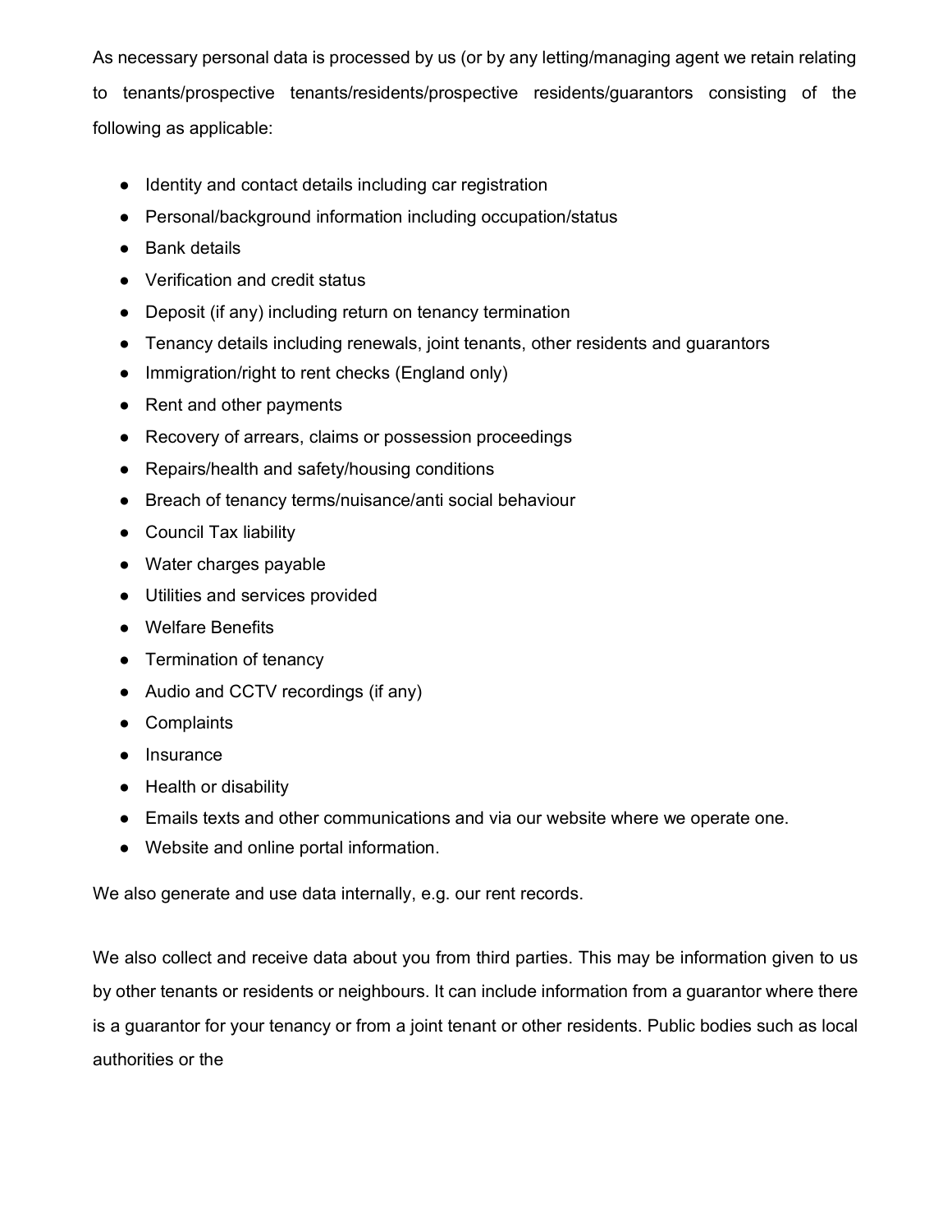As necessary personal data is processed by us (or by any letting/managing agent we retain relating to tenants/prospective tenants/residents/prospective residents/guarantors consisting of the following as applicable:

- Identity and contact details including car registration
- Personal/background information including occupation/status
- Bank details
- Verification and credit status
- Deposit (if any) including return on tenancy termination
- Tenancy details including renewals, joint tenants, other residents and guarantors
- Immigration/right to rent checks (England only)
- Rent and other payments
- Recovery of arrears, claims or possession proceedings
- Repairs/health and safety/housing conditions
- Breach of tenancy terms/nuisance/anti social behaviour
- Council Tax liability
- Water charges payable
- Utilities and services provided
- Welfare Benefits
- Termination of tenancy
- Audio and CCTV recordings (if any)
- Complaints
- Insurance
- Health or disability
- Emails texts and other communications and via our website where we operate one.
- Website and online portal information.

We also generate and use data internally, e.g. our rent records.

We also collect and receive data about you from third parties. This may be information given to us by other tenants or residents or neighbours. It can include information from a guarantor where there is a guarantor for your tenancy or from a joint tenant or other residents. Public bodies such as local authorities or the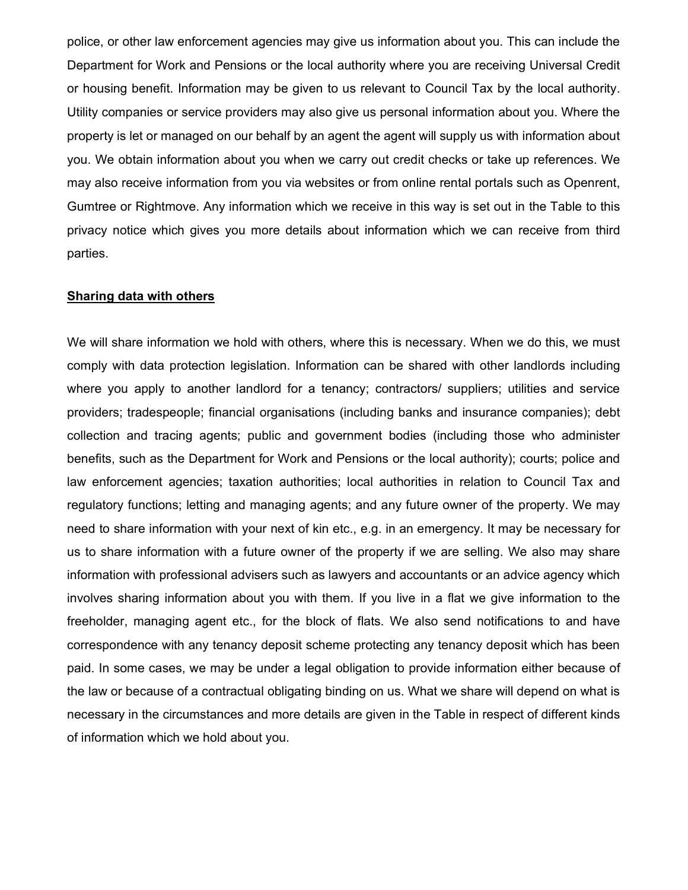police, or other law enforcement agencies may give us information about you. This can include the Department for Work and Pensions or the local authority where you are receiving Universal Credit or housing benefit. Information may be given to us relevant to Council Tax by the local authority. Utility companies or service providers may also give us personal information about you. Where the property is let or managed on our behalf by an agent the agent will supply us with information about you. We obtain information about you when we carry out credit checks or take up references. We may also receive information from you via websites or from online rental portals such as Openrent, Gumtree or Rightmove. Any information which we receive in this way is set out in the Table to this privacy notice which gives you more details about information which we can receive from third parties.

**Sharing data with others**

We will share information we hold with others, where this is necessary. When we do this, we must comply with data protection legislation. Information can be shared with other landlords including where you apply to another landlord for a tenancy; contractors/ suppliers; utilities and service providers; tradespeople; financial organisations (including banks and insurance companies); debt collection and tracing agents; public and government bodies (including those who administer benefits, such as the Department for Work and Pensions or the local authority); courts; police and law enforcement agencies; taxation authorities; local authorities in relation to Council Tax and regulatory functions; letting and managing agents; and any future owner of the property. We may need to share information with your next of kin etc., e.g. in an emergency. It may be necessary for us to share information with a future owner of the property if we are selling. We also may share information with professional advisers such as lawyers and accountants or an advice agency which involves sharing information about you with them. If you live in a flat we give information to the freeholder, managing agent etc., for the block of flats. We also send notifications to and have correspondence with any tenancy deposit scheme protecting any tenancy deposit which has been paid. In some cases, we may be under a legal obligation to provide information either because of the law or because of a contractual obligating binding on us. What we share will depend on what is necessary in the circumstances and more details are given in the Table in respect of different kinds of information which we hold about you.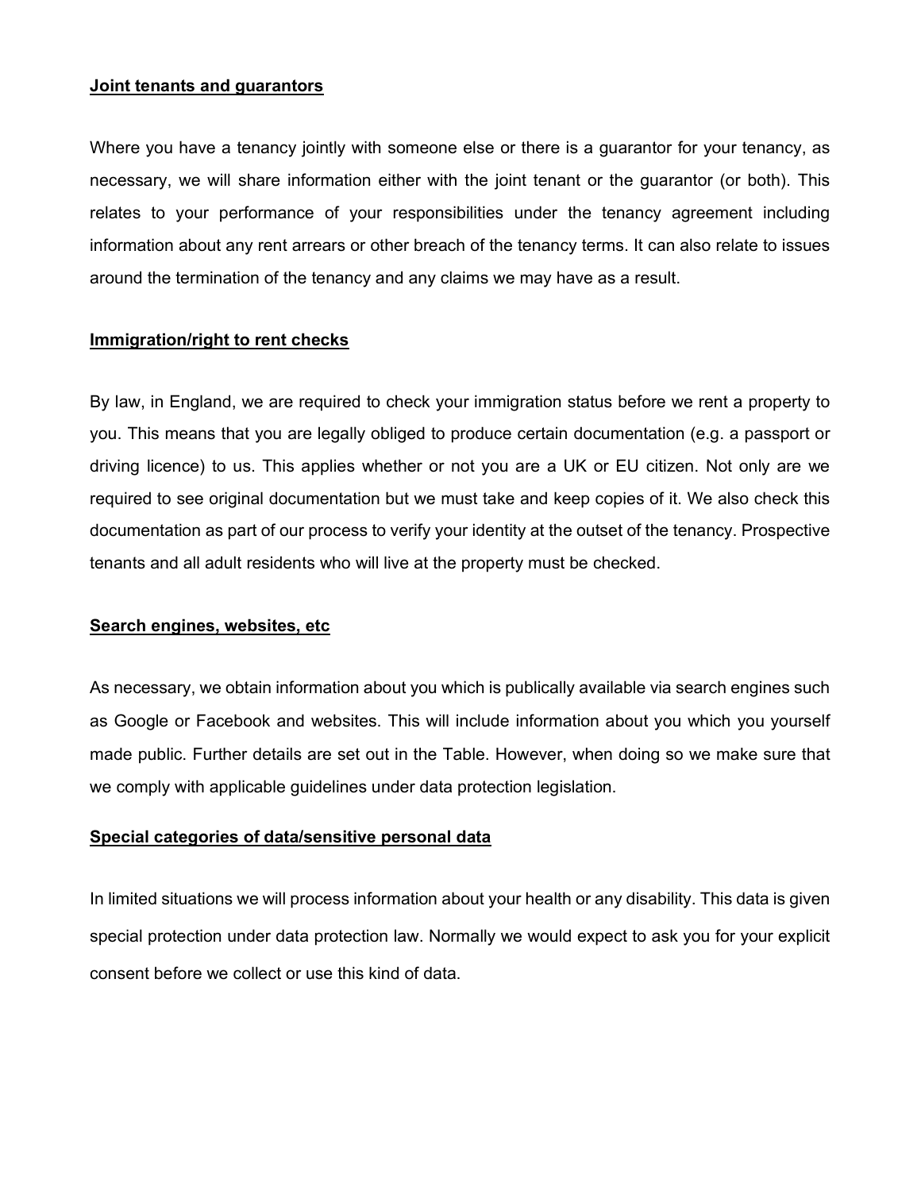**Joint tenants and guarantors**

Where you have a tenancy jointly with someone else or there is a guarantor for your tenancy, as necessary, we will share information either with the joint tenant or the guarantor (or both). This relates to your performance of your responsibilities under the tenancy agreement including information about any rent arrears or other breach of the tenancy terms. It can also relate to issues around the termination of the tenancy and any claims we may have as a result.

**Immigration/right to rent checks**

By law, in England, we are required to check your immigration status before we rent a property to you. This means that you are legally obliged to produce certain documentation (e.g. a passport or driving licence) to us. This applies whether or not you are a UK or EU citizen. Not only are we required to see original documentation but we must take and keep copies of it. We also check this documentation as part of our process to verify your identity at the outset of the tenancy. Prospective tenants and all adult residents who will live at the property must be checked.

**Search engines, websites, etc**

As necessary, we obtain information about you which is publically available via search engines such as Google or Facebook and websites. This will include information about you which you yourself made public. Further details are set out in the Table. However, when doing so we make sure that we comply with applicable guidelines under data protection legislation.

**Special categories of data/sensitive personal data**

In limited situations we will process information about your health or any disability. This data is given special protection under data protection law. Normally we would expect to ask you for your explicit consent before we collect or use this kind of data.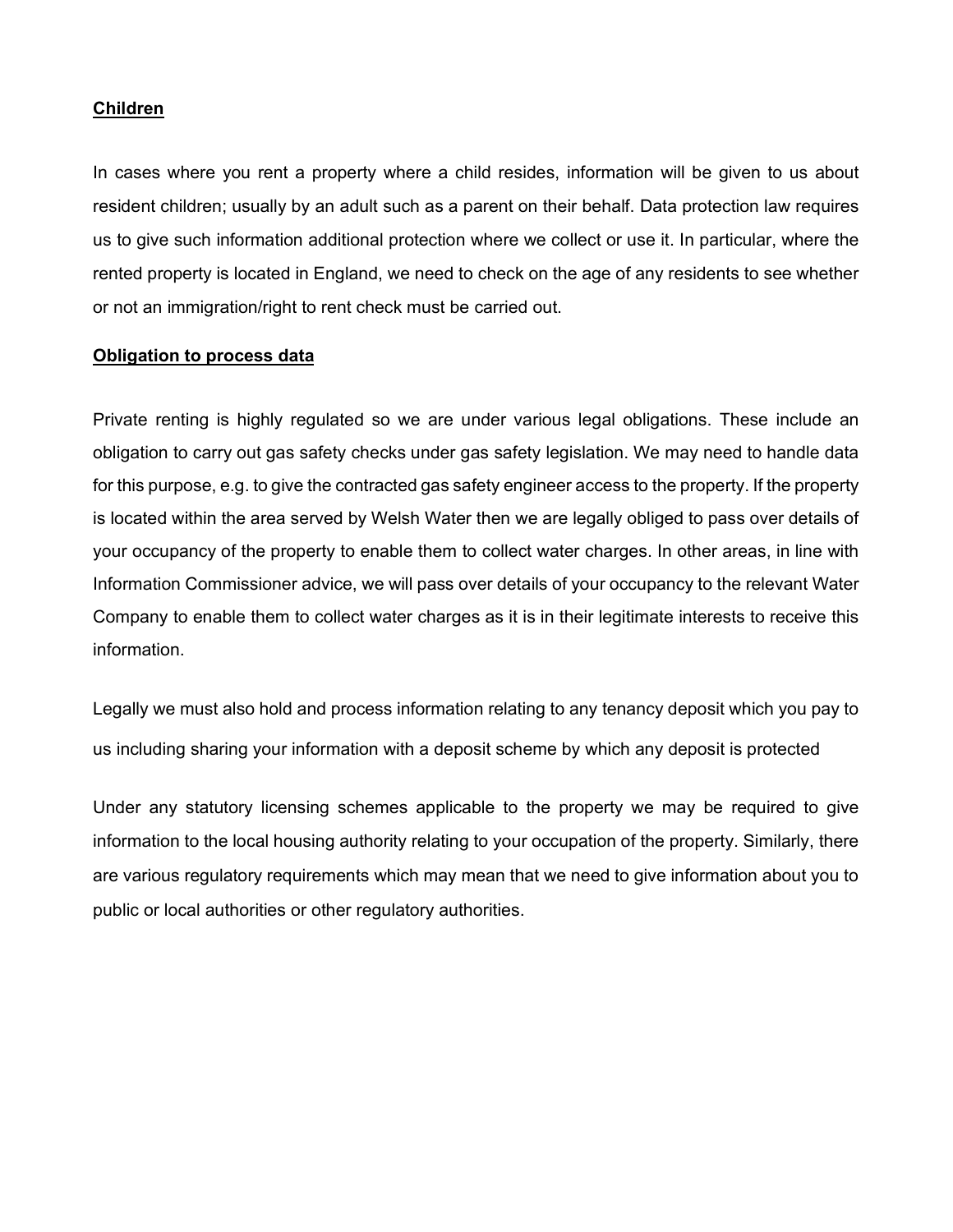## Children

In cases where you rent a property where a child resides, information will be given to us about resident children; usually by an adult such as a parent on their behalf. Data protection law requires us to give such information additional protection where we collect or use it. In particular, where the rented property is located in England, we need to check on the age of any residents to see whether or not an immigration/right to rent check must be carried out.

## Obligation to process data

Private renting is highly regulated so we are under various legal obligations. These include an obligation to carry out gas safety checks under gas safety legislation. We may need to handle data for this purpose, e.g. to give the contracted gas safety engineer access to the property. If the property is located within the area served by Welsh Water then we are legally obliged to pass over details of your occupancy of the property to enable them to collect water charges. In other areas, in line with Information Commissioner advice, we will pass over details of your occupancy to the relevant Water Company to enable them to collect water charges as it is in their legitimate interests to receive this information.

Legally we must also hold and process information relating to any tenancy deposit which you pay to us including sharing your information with a deposit scheme by which any deposit is protected

Under any statutory licensing schemes applicable to the property we may be required to give information to the local housing authority relating to your occupation of the property. Similarly, there are various regulatory requirements which may mean that we need to give information about you to public or local authorities or other regulatory authorities.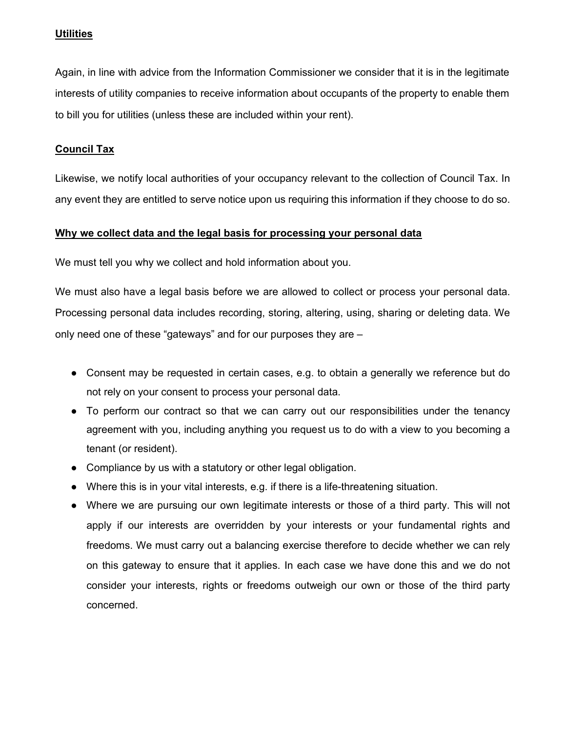**Utilities**

Again, in line with advice from the Information Commissioner we consider that it is in the legitimate interests of utility companies to receive information about occupants of the property to enable them to bill you for utilities (unless these are included within your rent).

**Council Tax**

Likewise, we notify local authorities of your occupancy relevant to the collection of Council Tax. In any event they are entitled to serve notice upon us requiring this information if they choose to do so.

**Why we collect data and the legal basis for processing your personal data**

We must tell you why we collect and hold information about you.

We must also have a legal basis before we are allowed to collect or process your personal data. Processing personal data includes recording, storing, altering, using, sharing or deleting data. We only need one of these "gateways" and for our purposes they are –

- Consent may be requested in certain cases, e.g. to obtain a generally we reference but do not rely on your consent to process your personal data.
- To perform our contract so that we can carry out our responsibilities under the tenancy agreement with you, including anything you request us to do with a view to you becoming a tenant (or resident).
- Compliance by us with a statutory or other legal obligation.
- Where this is in your vital interests, e.g. if there is a life-threatening situation.
- Where we are pursuing our own legitimate interests or those of a third party. This will not apply if our interests are overridden by your interests or your fundamental rights and freedoms. We must carry out a balancing exercise therefore to decide whether we can rely on this gateway to ensure that it applies. In each case we have done this and we do not consider your interests, rights or freedoms outweigh our own or those of the third party concerned.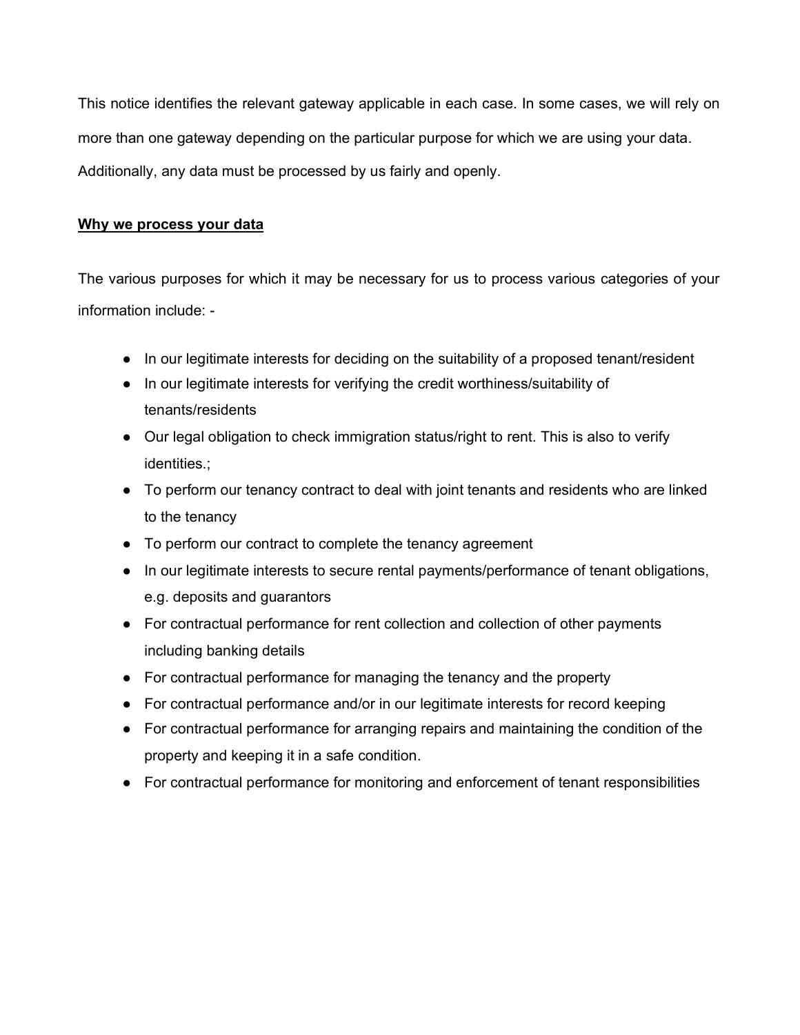This notice identifies the relevant gateway applicable in each case. In some cases, we will rely on more than one gateway depending on the particular purpose for which we are using your data. Additionally, any data must be processed by us fairly and openly.

**Why we process your data**

The various purposes for which it may be necessary for us to process various categories of your information include: -

- In our legitimate interests for deciding on the suitability of a proposed tenant/resident
- In our legitimate interests for verifying the credit worthiness/suitability of tenants/residents
- Our legal obligation to check immigration status/right to rent. This is also to verify identities.;
- To perform our tenancy contract to deal with joint tenants and residents who are linked to the tenancy
- To perform our contract to complete the tenancy agreement
- In our legitimate interests to secure rental payments/performance of tenant obligations, e.g. deposits and guarantors
- For contractual performance for rent collection and collection of other payments including banking details
- For contractual performance for managing the tenancy and the property
- For contractual performance and/or in our legitimate interests for record keeping
- For contractual performance for arranging repairs and maintaining the condition of the property and keeping it in a safe condition.
- For contractual performance for monitoring and enforcement of tenant responsibilities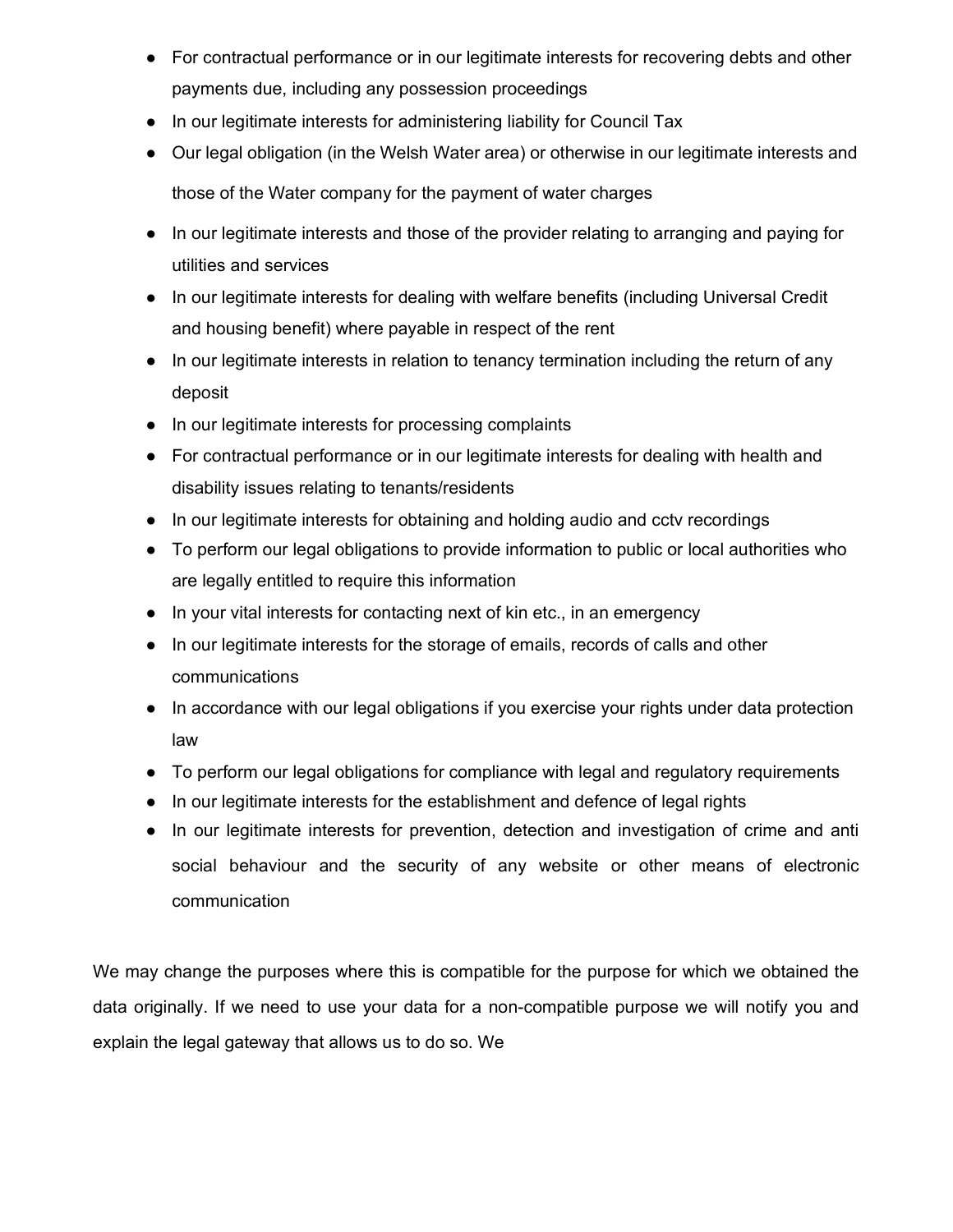- For contractual performance or in our legitimate interests for recovering debts and other payments due, including any possession proceedings
- In our legitimate interests for administering liability for Council Tax
- Our legal obligation (in the Welsh Water area) or otherwise in our legitimate interests and those of the Water company for the payment of water charges
- In our legitimate interests and those of the provider relating to arranging and paying for utilities and services
- In our legitimate interests for dealing with welfare benefits (including Universal Credit and housing benefit) where payable in respect of the rent
- In our legitimate interests in relation to tenancy termination including the return of any deposit
- In our legitimate interests for processing complaints
- For contractual performance or in our legitimate interests for dealing with health and disability issues relating to tenants/residents
- In our legitimate interests for obtaining and holding audio and cctv recordings
- To perform our legal obligations to provide information to public or local authorities who are legally entitled to require this information
- In your vital interests for contacting next of kin etc., in an emergency
- In our legitimate interests for the storage of emails, records of calls and other communications
- In accordance with our legal obligations if you exercise your rights under data protection law
- To perform our legal obligations for compliance with legal and regulatory requirements
- In our legitimate interests for the establishment and defence of legal rights
- In our legitimate interests for prevention, detection and investigation of crime and anti social behaviour and the security of any website or other means of electronic communication

We may change the purposes where this is compatible for the purpose for which we obtained the data originally. If we need to use your data for a non-compatible purpose we will notify you and explain the legal gateway that allows us to do so. We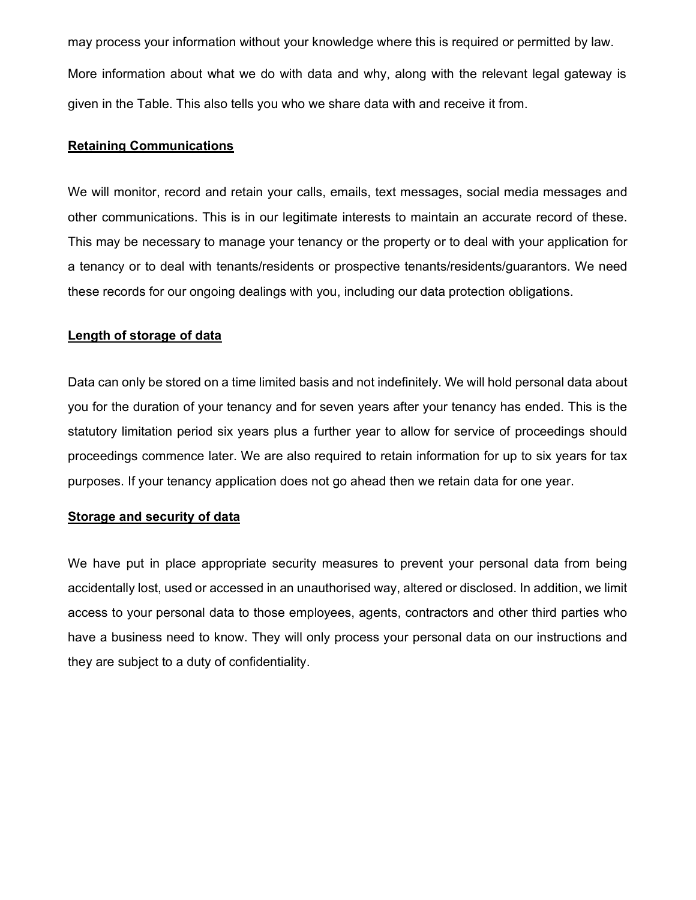may process your information without your knowledge where this is required or permitted by law.

More information about what we do with data and why, along with the relevant legal gateway is given in the Table. This also tells you who we share data with and receive it from.

**Retaining Communications**

We will monitor, record and retain your calls, emails, text messages, social media messages and other communications. This is in our legitimate interests to maintain an accurate record of these. This may be necessary to manage your tenancy or the property or to deal with your application for a tenancy or to deal with tenants/residents or prospective tenants/residents/guarantors. We need these records for our ongoing dealings with you, including our data protection obligations.

**Length of storage of data**

Data can only be stored on a time limited basis and not indefinitely. We will hold personal data about you for the duration of your tenancy and for seven years after your tenancy has ended. This is the statutory limitation period six years plus a further year to allow for service of proceedings should proceedings commence later. We are also required to retain information for up to six years for tax purposes. If your tenancy application does not go ahead then we retain data for one year.

**Storage and security of data**

We have put in place appropriate security measures to prevent your personal data from being accidentally lost, used or accessed in an unauthorised way, altered or disclosed. In addition, we limit access to your personal data to those employees, agents, contractors and other third parties who have a business need to know. They will only process your personal data on our instructions and they are subject to a duty of confidentiality.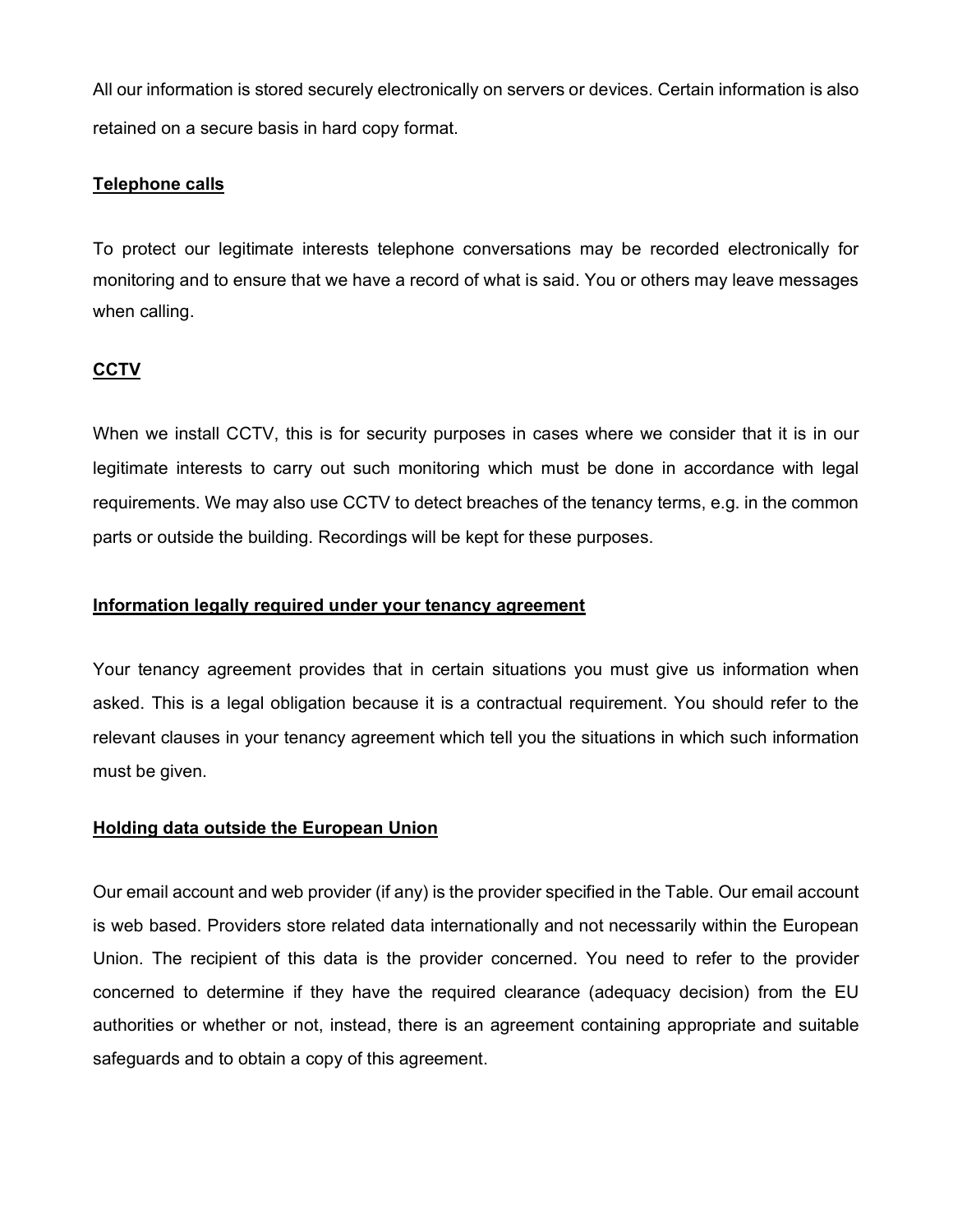All our information is stored securely electronically on servers or devices. Certain information is also retained on a secure basis in hard copy format.

<u>**Telephone calls**</u>

To protect our legitimate interests telephone conversations may be recorded electronically for monitoring and to ensure that we have a record of what is said. You or others may leave messages when calling.

<u>**CCTV**</u>

When we install CCTV, this is for security purposes in cases where we consider that it is in our legitimate interests to carry out such monitoring which must be done in accordance with legal requirements. We may also use CCTV to detect breaches of the tenancy terms, e.g. in the common parts or outside the building. Recordings will be kept for these purposes.

<u>**Information legally required under your tenancy agreement**</u>

Your tenancy agreement provides that in certain situations you must give us information when asked. This is a legal obligation because it is a contractual requirement. You should refer to the relevant clauses in your tenancy agreement which tell you the situations in which such information must be given.

<u>**Holding data outside the European Union**</u>

Our email account and web provider (if any) is the provider specified in the Table. Our email account is web based. Providers store related data internationally and not necessarily within the European Union. The recipient of this data is the provider concerned. You need to refer to the provider concerned to determine if they have the required clearance (adequacy decision) from the EU authorities or whether or not, instead, there is an agreement containing appropriate and suitable safeguards and to obtain a copy of this agreement.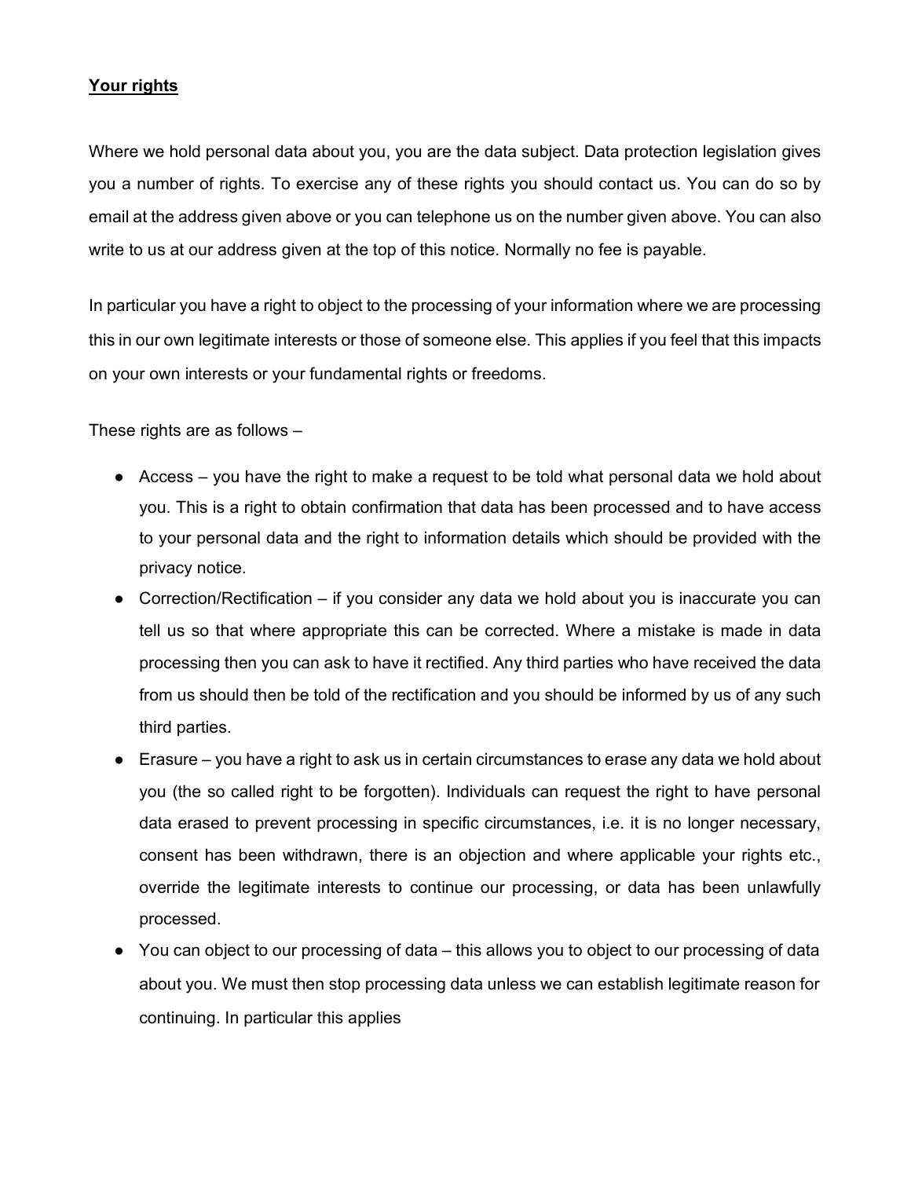**Your rights**

Where we hold personal data about you, you are the data subject. Data protection legislation gives you a number of rights. To exercise any of these rights you should contact us. You can do so by email at the address given above or you can telephone us on the number given above. You can also write to us at our address given at the top of this notice. Normally no fee is payable.

In particular you have a right to object to the processing of your information where we are processing this in our own legitimate interests or those of someone else. This applies if you feel that this impacts on your own interests or your fundamental rights or freedoms.

These rights are as follows –

- Access – you have the right to make a request to be told what personal data we hold about you. This is a right to obtain confirmation that data has been processed and to have access to your personal data and the right to information details which should be provided with the privacy notice.
- Correction/Rectification – if you consider any data we hold about you is inaccurate you can tell us so that where appropriate this can be corrected. Where a mistake is made in data processing then you can ask to have it rectified. Any third parties who have received the data from us should then be told of the rectification and you should be informed by us of any such third parties.
- Erasure – you have a right to ask us in certain circumstances to erase any data we hold about you (the so called right to be forgotten). Individuals can request the right to have personal data erased to prevent processing in specific circumstances, i.e. it is no longer necessary, consent has been withdrawn, there is an objection and where applicable your rights etc., override the legitimate interests to continue our processing, or data has been unlawfully processed.
- You can object to our processing of data – this allows you to object to our processing of data about you. We must then stop processing data unless we can establish legitimate reason for continuing. In particular this applies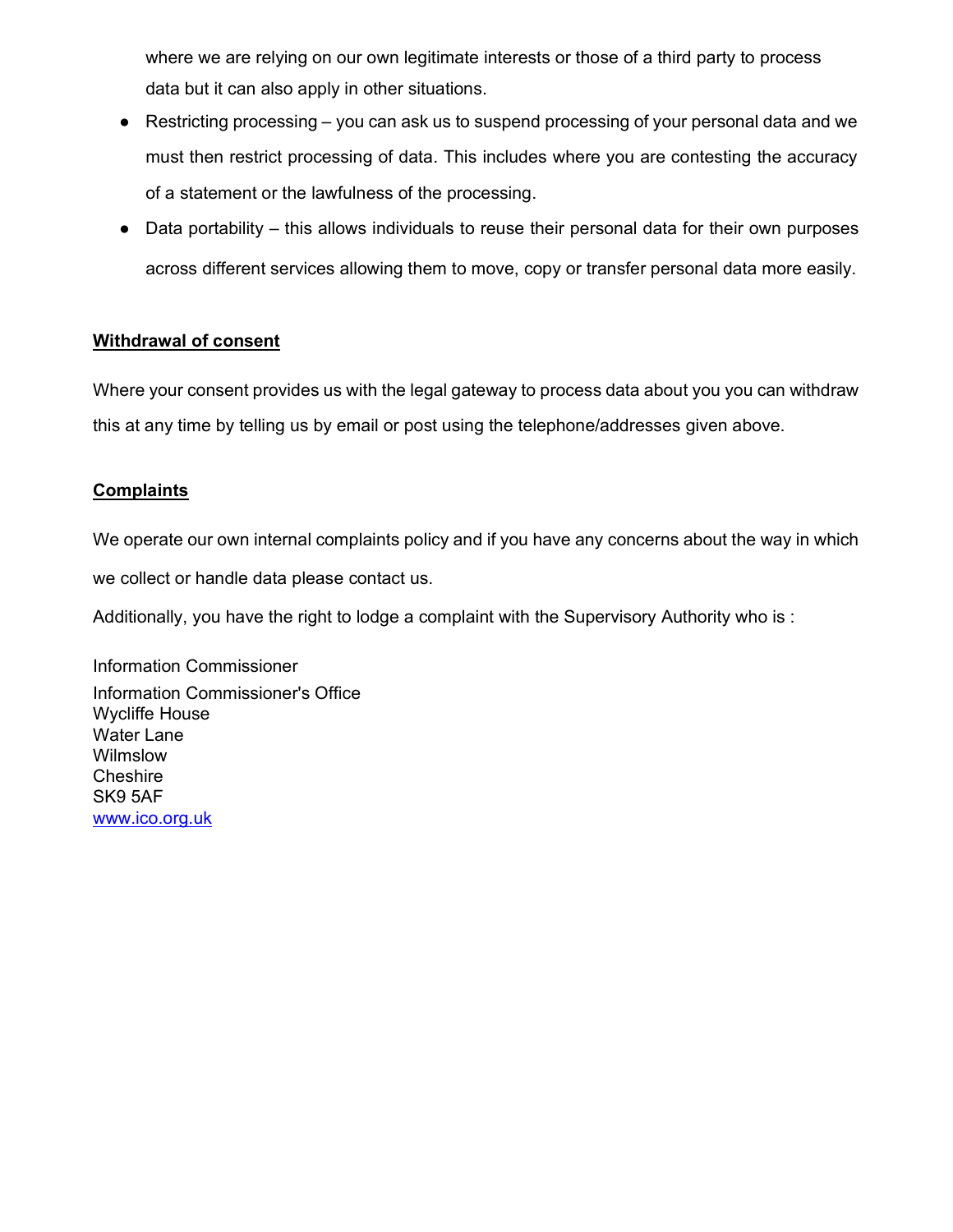where we are relying on our own legitimate interests or those of a third party to process data but it can also apply in other situations.

- Restricting processing – you can ask us to suspend processing of your personal data and we must then restrict processing of data. This includes where you are contesting the accuracy of a statement or the lawfulness of the processing.
- Data portability – this allows individuals to reuse their personal data for their own purposes across different services allowing them to move, copy or transfer personal data more easily.

**<u>Withdrawal of consent</u>**

Where your consent provides us with the legal gateway to process data about you you can withdraw this at any time by telling us by email or post using the telephone/addresses given above.

**<u>Complaints</u>**

We operate our own internal complaints policy and if you have any concerns about the way in which we collect or handle data please contact us.

Additionally, you have the right to lodge a complaint with the Supervisory Authority who is :

Information Commissioner
Information Commissioner's Office
Wycliffe House
Water Lane
Wilmslow
Cheshire
SK9 5AF
[www.ico.org.uk](http://www.ico.org.uk)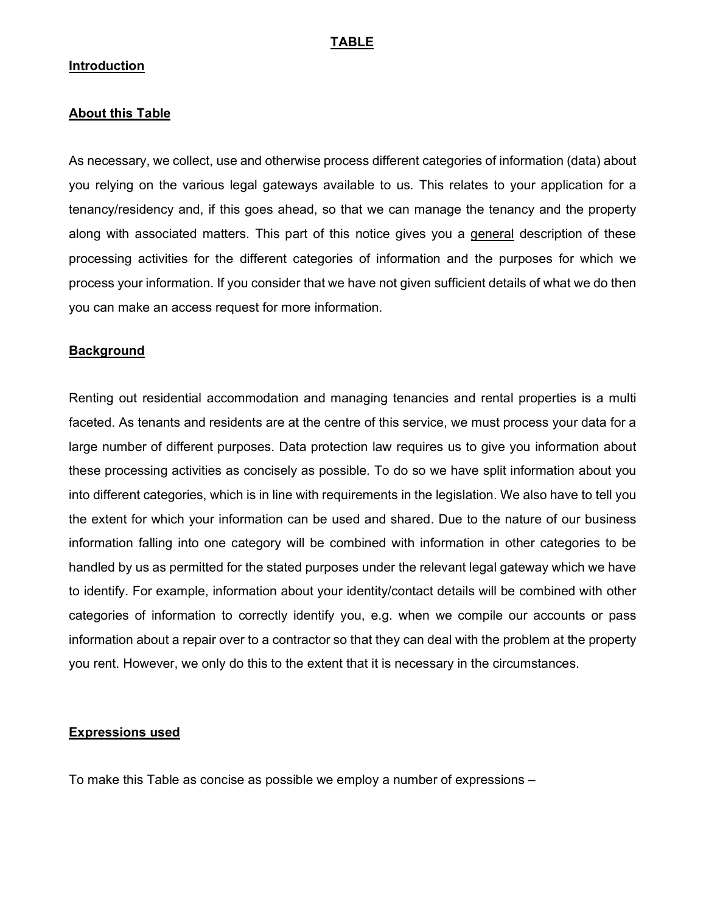# TABLE

## Introduction

## About this Table

As necessary, we collect, use and otherwise process different categories of information (data) about you relying on the various legal gateways available to us. This relates to your application for a tenancy/residency and, if this goes ahead, so that we can manage the tenancy and the property along with associated matters. This part of this notice gives you a general description of these processing activities for the different categories of information and the purposes for which we process your information. If you consider that we have not given sufficient details of what we do then you can make an access request for more information.

## Background

Renting out residential accommodation and managing tenancies and rental properties is a multi faceted. As tenants and residents are at the centre of this service, we must process your data for a large number of different purposes. Data protection law requires us to give you information about these processing activities as concisely as possible. To do so we have split information about you into different categories, which is in line with requirements in the legislation. We also have to tell you the extent for which your information can be used and shared. Due to the nature of our business information falling into one category will be combined with information in other categories to be handled by us as permitted for the stated purposes under the relevant legal gateway which we have to identify. For example, information about your identity/contact details will be combined with other categories of information to correctly identify you, e.g. when we compile our accounts or pass information about a repair over to a contractor so that they can deal with the problem at the property you rent. However, we only do this to the extent that it is necessary in the circumstances.

## Expressions used

To make this Table as concise as possible we employ a number of expressions –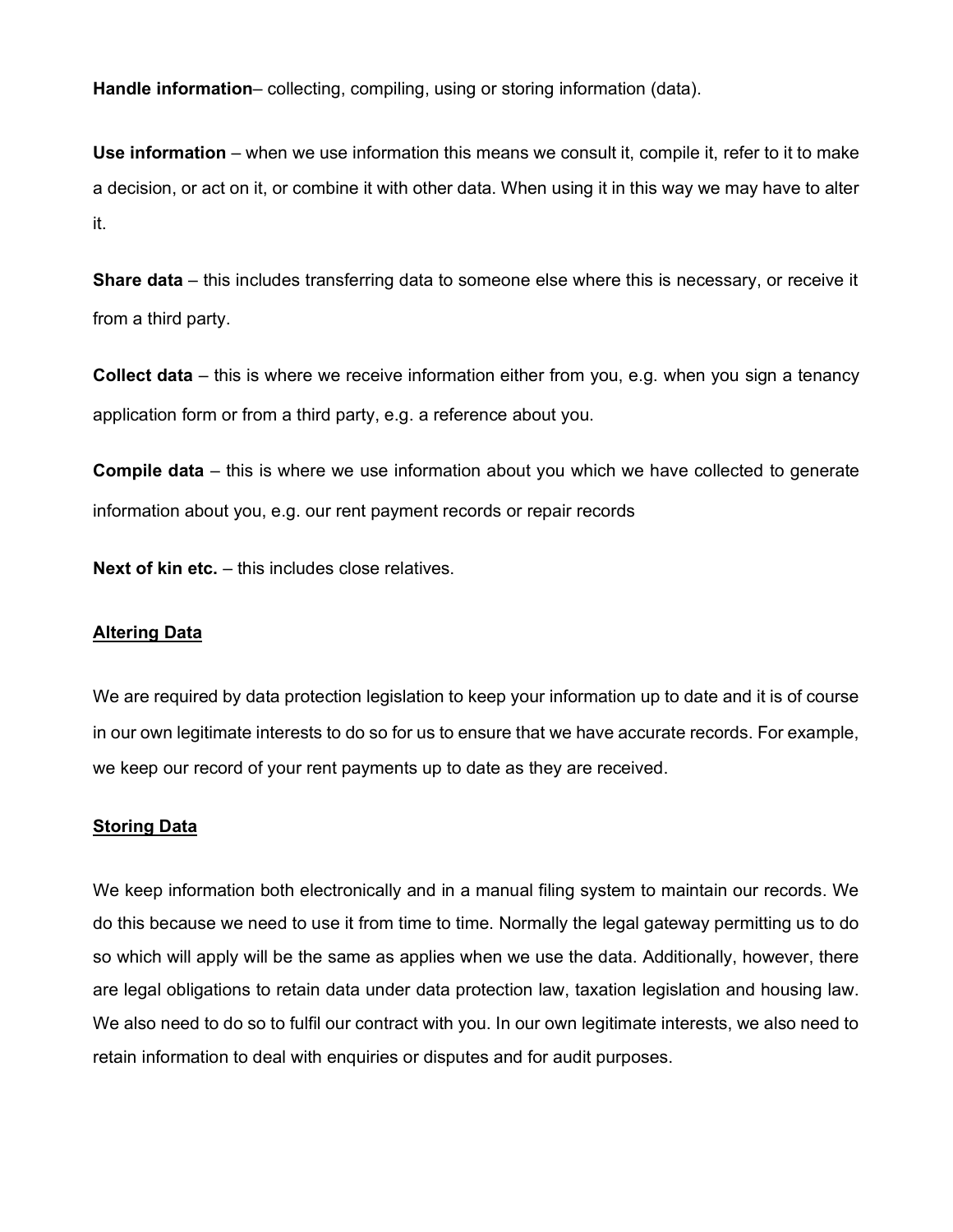**Handle information**– collecting, compiling, using or storing information (data).

**Use information** – when we use information this means we consult it, compile it, refer to it to make a decision, or act on it, or combine it with other data. When using it in this way we may have to alter it.

**Share data** – this includes transferring data to someone else where this is necessary, or receive it from a third party.

**Collect data** – this is where we receive information either from you, e.g. when you sign a tenancy application form or from a third party, e.g. a reference about you.

**Compile data** – this is where we use information about you which we have collected to generate information about you, e.g. our rent payment records or repair records

**Next of kin etc.** – this includes close relatives.

**Altering Data**

We are required by data protection legislation to keep your information up to date and it is of course in our own legitimate interests to do so for us to ensure that we have accurate records. For example, we keep our record of your rent payments up to date as they are received.

**Storing Data**

We keep information both electronically and in a manual filing system to maintain our records. We do this because we need to use it from time to time. Normally the legal gateway permitting us to do so which will apply will be the same as applies when we use the data. Additionally, however, there are legal obligations to retain data under data protection law, taxation legislation and housing law. We also need to do so to fulfil our contract with you. In our own legitimate interests, we also need to retain information to deal with enquiries or disputes and for audit purposes.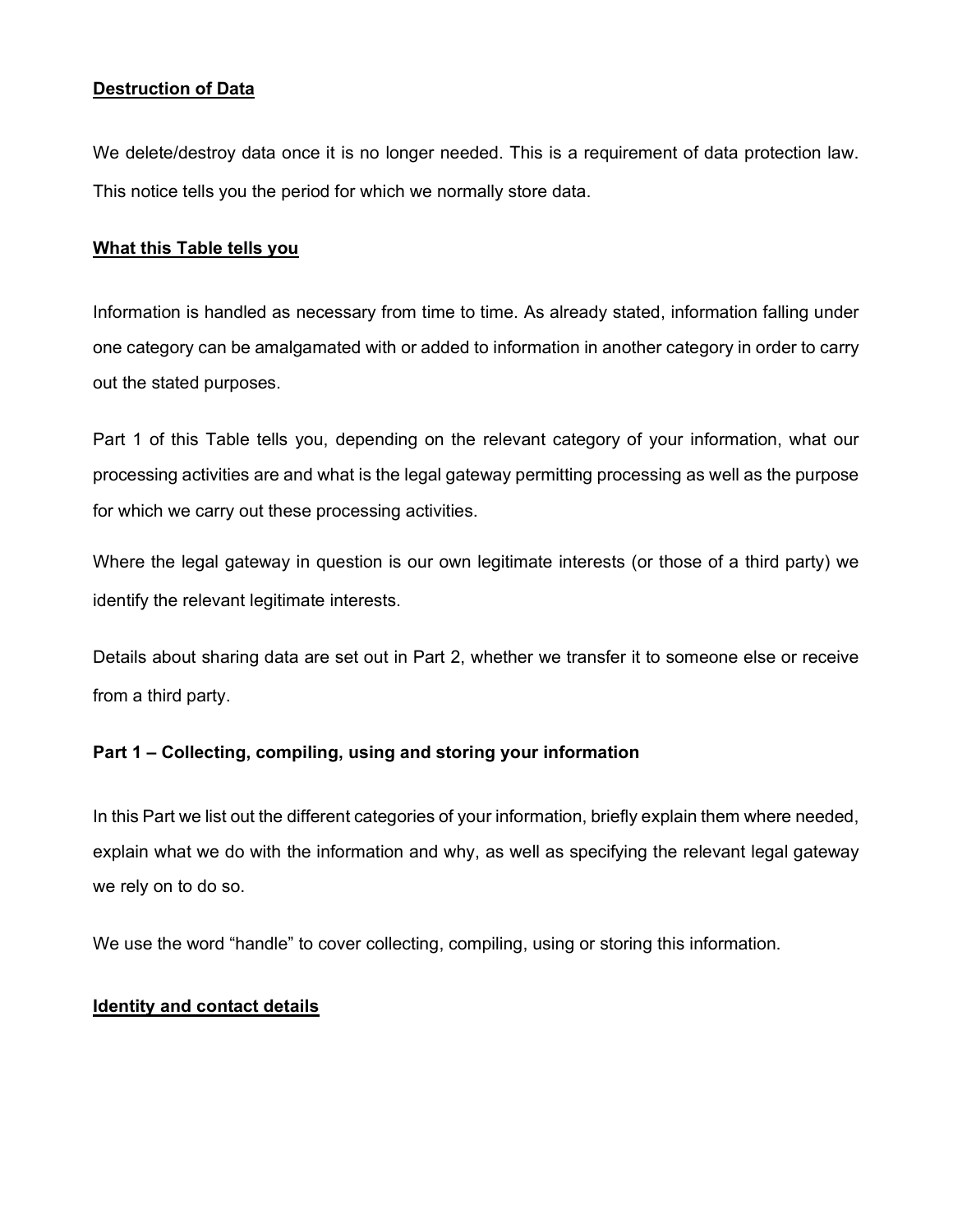**Destruction of Data**

We delete/destroy data once it is no longer needed. This is a requirement of data protection law. This notice tells you the period for which we normally store data.

**What this Table tells you**

Information is handled as necessary from time to time. As already stated, information falling under one category can be amalgamated with or added to information in another category in order to carry out the stated purposes.

Part 1 of this Table tells you, depending on the relevant category of your information, what our processing activities are and what is the legal gateway permitting processing as well as the purpose for which we carry out these processing activities.

Where the legal gateway in question is our own legitimate interests (or those of a third party) we identify the relevant legitimate interests.

Details about sharing data are set out in Part 2, whether we transfer it to someone else or receive from a third party.

**Part 1 – Collecting, compiling, using and storing your information**

In this Part we list out the different categories of your information, briefly explain them where needed, explain what we do with the information and why, as well as specifying the relevant legal gateway we rely on to do so.

We use the word "handle" to cover collecting, compiling, using or storing this information.

**Identity and contact details**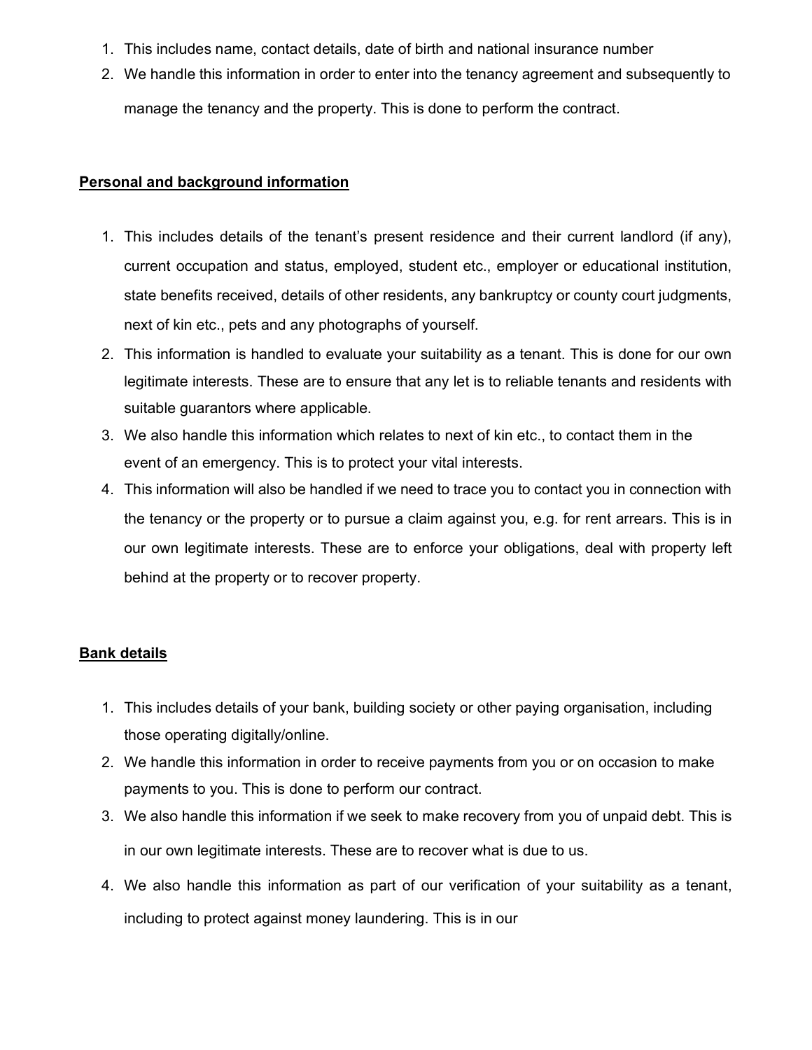1. This includes name, contact details, date of birth and national insurance number
2. We handle this information in order to enter into the tenancy agreement and subsequently to manage the tenancy and the property. This is done to perform the contract.

**Personal and background information**

1. This includes details of the tenant's present residence and their current landlord (if any), current occupation and status, employed, student etc., employer or educational institution, state benefits received, details of other residents, any bankruptcy or county court judgments, next of kin etc., pets and any photographs of yourself.
2. This information is handled to evaluate your suitability as a tenant. This is done for our own legitimate interests. These are to ensure that any let is to reliable tenants and residents with suitable guarantors where applicable.
3. We also handle this information which relates to next of kin etc., to contact them in the event of an emergency. This is to protect your vital interests.
4. This information will also be handled if we need to trace you to contact you in connection with the tenancy or the property or to pursue a claim against you, e.g. for rent arrears. This is in our own legitimate interests. These are to enforce your obligations, deal with property left behind at the property or to recover property.

**Bank details**

1. This includes details of your bank, building society or other paying organisation, including those operating digitally/online.
2. We handle this information in order to receive payments from you or on occasion to make payments to you. This is done to perform our contract.
3. We also handle this information if we seek to make recovery from you of unpaid debt. This is in our own legitimate interests. These are to recover what is due to us.
4. We also handle this information as part of our verification of your suitability as a tenant, including to protect against money laundering. This is in our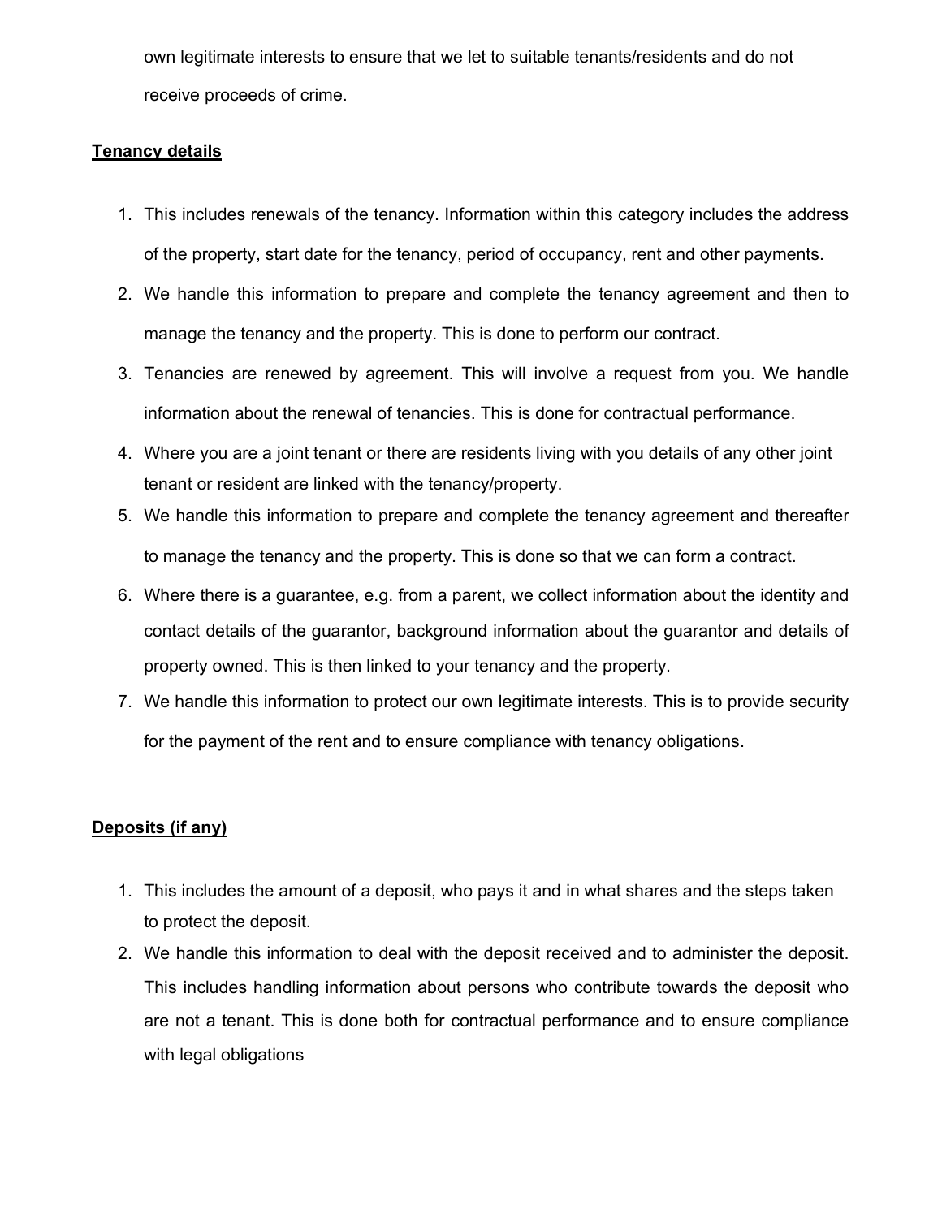own legitimate interests to ensure that we let to suitable tenants/residents and do not receive proceeds of crime.

**Tenancy details**

1. This includes renewals of the tenancy. Information within this category includes the address of the property, start date for the tenancy, period of occupancy, rent and other payments.
2. We handle this information to prepare and complete the tenancy agreement and then to manage the tenancy and the property. This is done to perform our contract.
3. Tenancies are renewed by agreement. This will involve a request from you. We handle information about the renewal of tenancies. This is done for contractual performance.
4. Where you are a joint tenant or there are residents living with you details of any other joint tenant or resident are linked with the tenancy/property.
5. We handle this information to prepare and complete the tenancy agreement and thereafter to manage the tenancy and the property. This is done so that we can form a contract.
6. Where there is a guarantee, e.g. from a parent, we collect information about the identity and contact details of the guarantor, background information about the guarantor and details of property owned. This is then linked to your tenancy and the property.
7. We handle this information to protect our own legitimate interests. This is to provide security for the payment of the rent and to ensure compliance with tenancy obligations.

**Deposits (if any)**

1. This includes the amount of a deposit, who pays it and in what shares and the steps taken to protect the deposit.
2. We handle this information to deal with the deposit received and to administer the deposit. This includes handling information about persons who contribute towards the deposit who are not a tenant. This is done both for contractual performance and to ensure compliance with legal obligations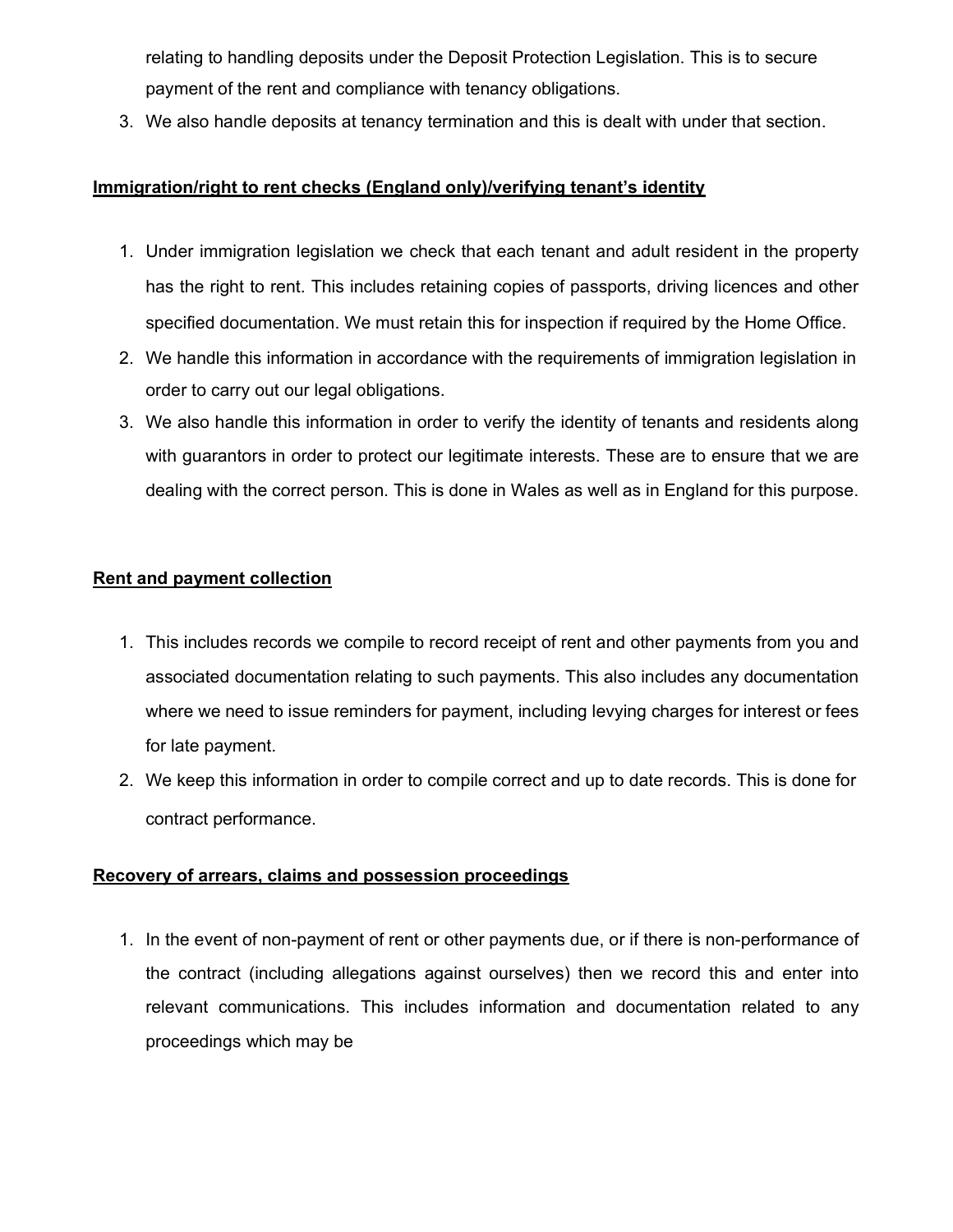relating to handling deposits under the Deposit Protection Legislation. This is to secure payment of the rent and compliance with tenancy obligations.

3. We also handle deposits at tenancy termination and this is dealt with under that section.

**Immigration/right to rent checks (England only)/verifying tenant's identity**

1. Under immigration legislation we check that each tenant and adult resident in the property has the right to rent. This includes retaining copies of passports, driving licences and other specified documentation. We must retain this for inspection if required by the Home Office.
2. We handle this information in accordance with the requirements of immigration legislation in order to carry out our legal obligations.
3. We also handle this information in order to verify the identity of tenants and residents along with guarantors in order to protect our legitimate interests. These are to ensure that we are dealing with the correct person. This is done in Wales as well as in England for this purpose.

**Rent and payment collection**

1. This includes records we compile to record receipt of rent and other payments from you and associated documentation relating to such payments. This also includes any documentation where we need to issue reminders for payment, including levying charges for interest or fees for late payment.
2. We keep this information in order to compile correct and up to date records. This is done for contract performance.

**Recovery of arrears, claims and possession proceedings**

1. In the event of non-payment of rent or other payments due, or if there is non-performance of the contract (including allegations against ourselves) then we record this and enter into relevant communications. This includes information and documentation related to any proceedings which may be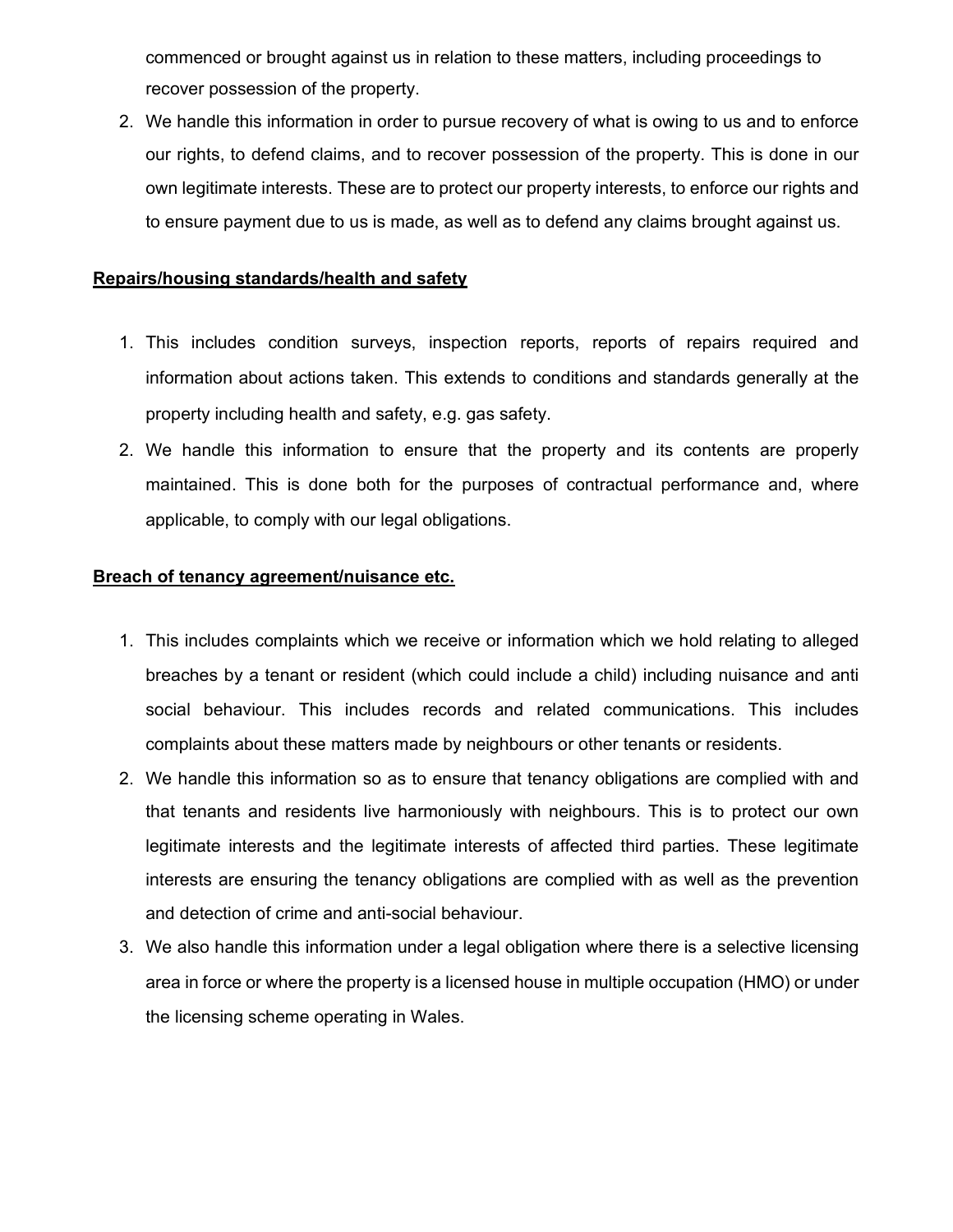commenced or brought against us in relation to these matters, including proceedings to recover possession of the property.

2. We handle this information in order to pursue recovery of what is owing to us and to enforce our rights, to defend claims, and to recover possession of the property. This is done in our own legitimate interests. These are to protect our property interests, to enforce our rights and to ensure payment due to us is made, as well as to defend any claims brought against us.

**Repairs/housing standards/health and safety**

1. This includes condition surveys, inspection reports, reports of repairs required and information about actions taken. This extends to conditions and standards generally at the property including health and safety, e.g. gas safety.
2. We handle this information to ensure that the property and its contents are properly maintained. This is done both for the purposes of contractual performance and, where applicable, to comply with our legal obligations.

**Breach of tenancy agreement/nuisance etc.**

1. This includes complaints which we receive or information which we hold relating to alleged breaches by a tenant or resident (which could include a child) including nuisance and anti social behaviour. This includes records and related communications. This includes complaints about these matters made by neighbours or other tenants or residents.
2. We handle this information so as to ensure that tenancy obligations are complied with and that tenants and residents live harmoniously with neighbours. This is to protect our own legitimate interests and the legitimate interests of affected third parties. These legitimate interests are ensuring the tenancy obligations are complied with as well as the prevention and detection of crime and anti-social behaviour.
3. We also handle this information under a legal obligation where there is a selective licensing area in force or where the property is a licensed house in multiple occupation (HMO) or under the licensing scheme operating in Wales.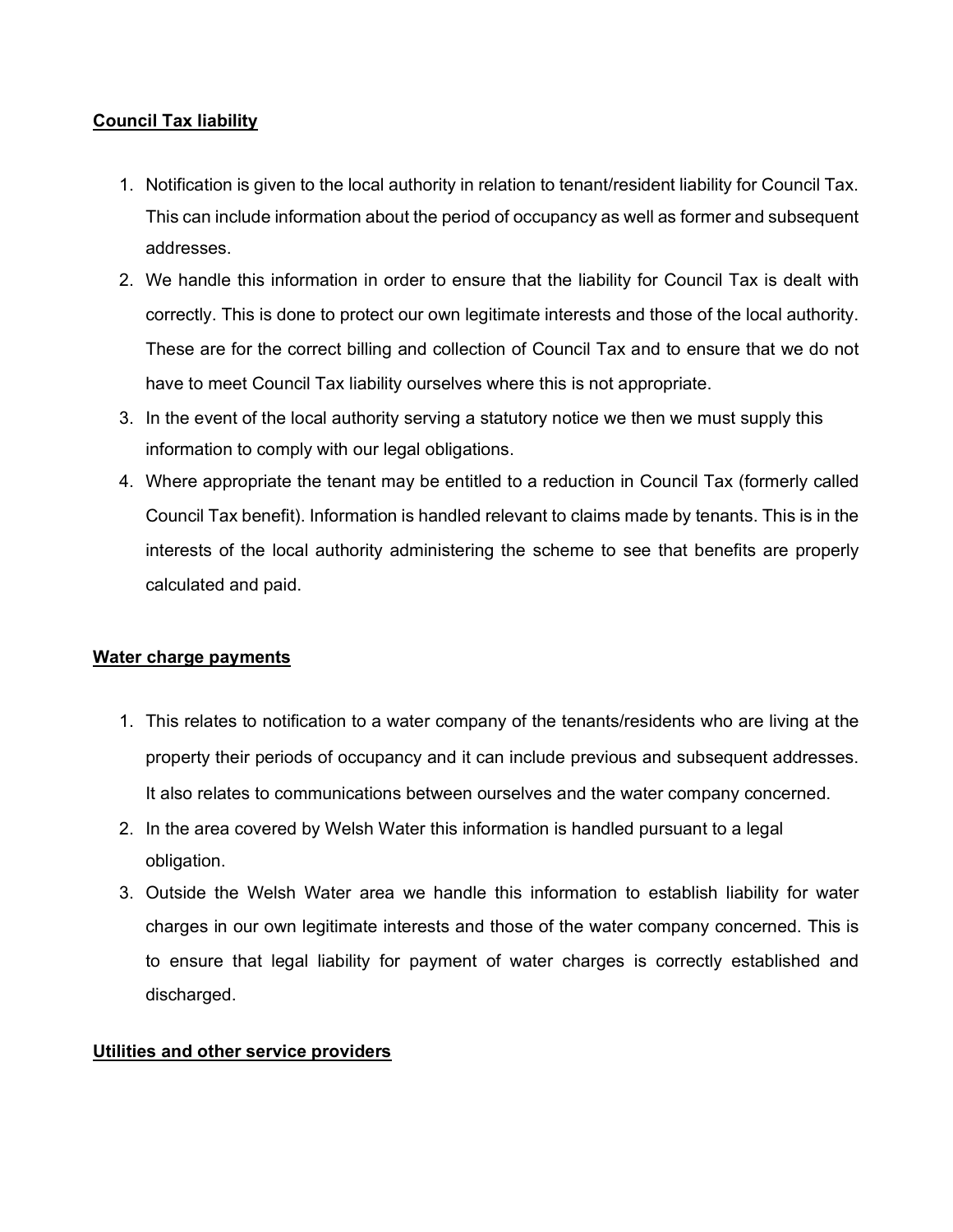**Council Tax liability**

1. Notification is given to the local authority in relation to tenant/resident liability for Council Tax. This can include information about the period of occupancy as well as former and subsequent addresses.
2. We handle this information in order to ensure that the liability for Council Tax is dealt with correctly. This is done to protect our own legitimate interests and those of the local authority. These are for the correct billing and collection of Council Tax and to ensure that we do not have to meet Council Tax liability ourselves where this is not appropriate.
3. In the event of the local authority serving a statutory notice we then we must supply this information to comply with our legal obligations.
4. Where appropriate the tenant may be entitled to a reduction in Council Tax (formerly called Council Tax benefit). Information is handled relevant to claims made by tenants. This is in the interests of the local authority administering the scheme to see that benefits are properly calculated and paid.

**Water charge payments**

1. This relates to notification to a water company of the tenants/residents who are living at the property their periods of occupancy and it can include previous and subsequent addresses. It also relates to communications between ourselves and the water company concerned.
2. In the area covered by Welsh Water this information is handled pursuant to a legal obligation.
3. Outside the Welsh Water area we handle this information to establish liability for water charges in our own legitimate interests and those of the water company concerned. This is to ensure that legal liability for payment of water charges is correctly established and discharged.

**Utilities and other service providers**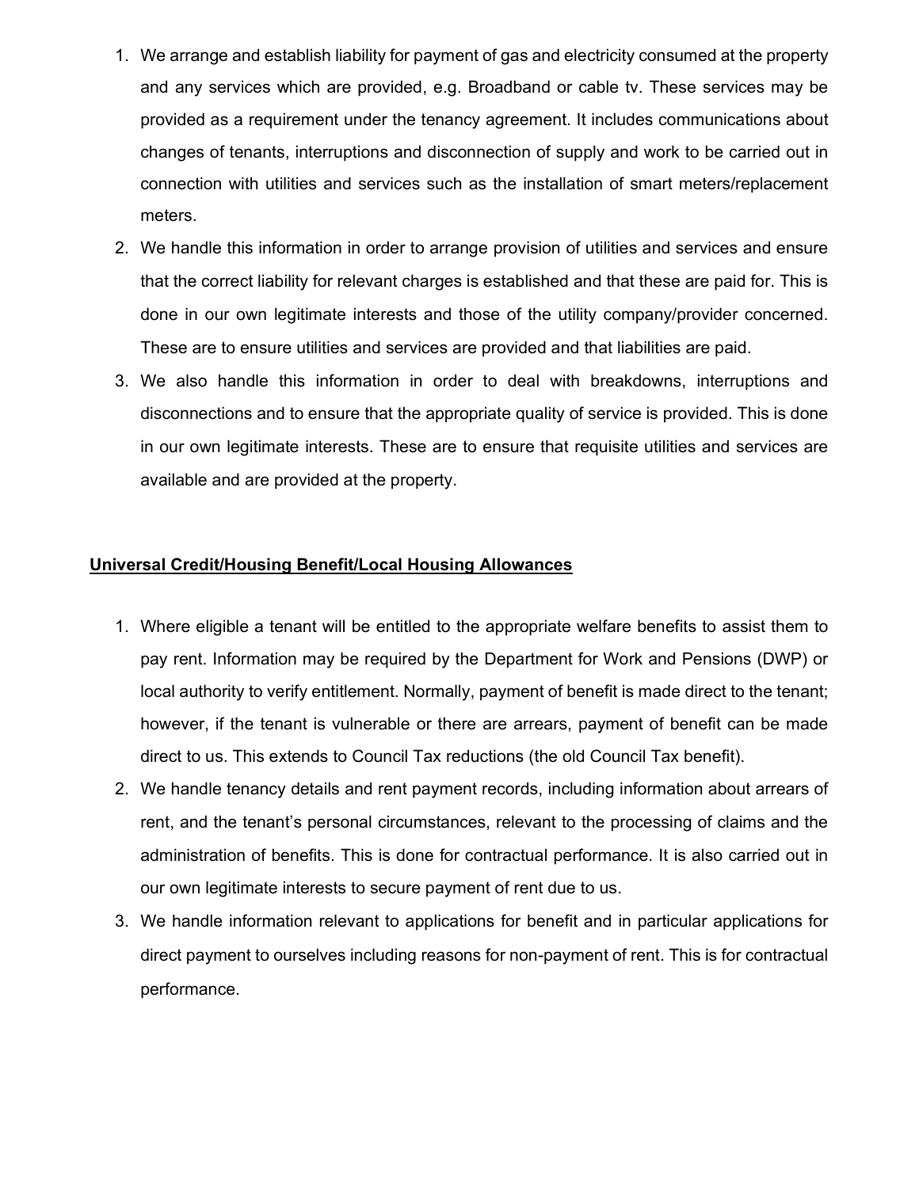1. We arrange and establish liability for payment of gas and electricity consumed at the property and any services which are provided, e.g. Broadband or cable tv. These services may be provided as a requirement under the tenancy agreement. It includes communications about changes of tenants, interruptions and disconnection of supply and work to be carried out in connection with utilities and services such as the installation of smart meters/replacement meters.
2. We handle this information in order to arrange provision of utilities and services and ensure that the correct liability for relevant charges is established and that these are paid for. This is done in our own legitimate interests and those of the utility company/provider concerned. These are to ensure utilities and services are provided and that liabilities are paid.
3. We also handle this information in order to deal with breakdowns, interruptions and disconnections and to ensure that the appropriate quality of service is provided. This is done in our own legitimate interests. These are to ensure that requisite utilities and services are available and are provided at the property.

**Universal Credit/Housing Benefit/Local Housing Allowances**

1. Where eligible a tenant will be entitled to the appropriate welfare benefits to assist them to pay rent. Information may be required by the Department for Work and Pensions (DWP) or local authority to verify entitlement. Normally, payment of benefit is made direct to the tenant; however, if the tenant is vulnerable or there are arrears, payment of benefit can be made direct to us. This extends to Council Tax reductions (the old Council Tax benefit).
2. We handle tenancy details and rent payment records, including information about arrears of rent, and the tenant's personal circumstances, relevant to the processing of claims and the administration of benefits. This is done for contractual performance. It is also carried out in our own legitimate interests to secure payment of rent due to us.
3. We handle information relevant to applications for benefit and in particular applications for direct payment to ourselves including reasons for non-payment of rent. This is for contractual performance.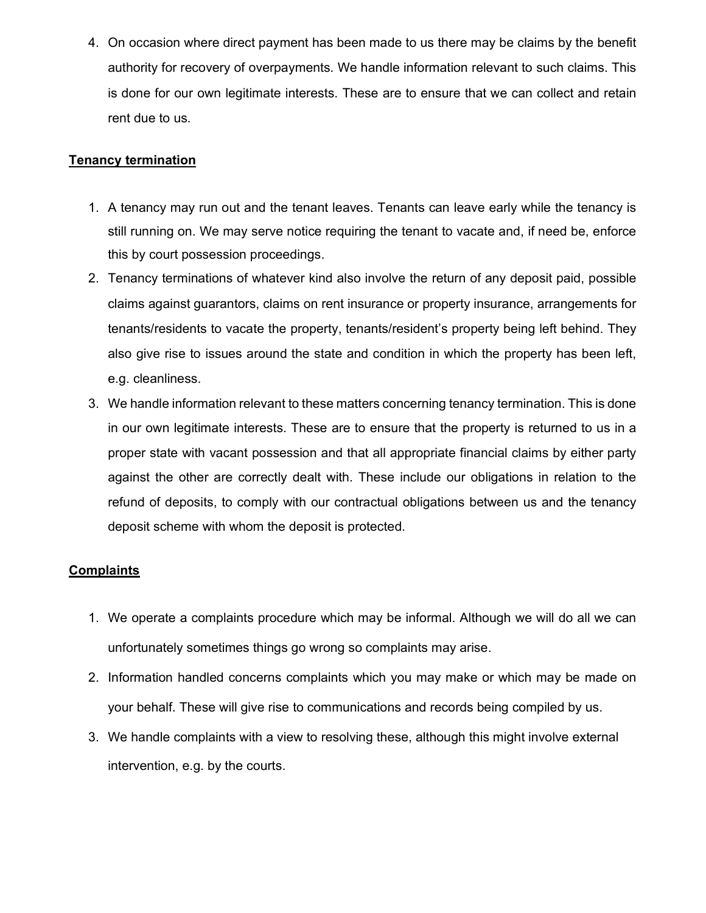4. On occasion where direct payment has been made to us there may be claims by the benefit authority for recovery of overpayments. We handle information relevant to such claims. This is done for our own legitimate interests. These are to ensure that we can collect and retain rent due to us.

**Tenancy termination**

1. A tenancy may run out and the tenant leaves. Tenants can leave early while the tenancy is still running on. We may serve notice requiring the tenant to vacate and, if need be, enforce this by court possession proceedings.
2. Tenancy terminations of whatever kind also involve the return of any deposit paid, possible claims against guarantors, claims on rent insurance or property insurance, arrangements for tenants/residents to vacate the property, tenants/resident's property being left behind. They also give rise to issues around the state and condition in which the property has been left, e.g. cleanliness.
3. We handle information relevant to these matters concerning tenancy termination. This is done in our own legitimate interests. These are to ensure that the property is returned to us in a proper state with vacant possession and that all appropriate financial claims by either party against the other are correctly dealt with. These include our obligations in relation to the refund of deposits, to comply with our contractual obligations between us and the tenancy deposit scheme with whom the deposit is protected.

**Complaints**

1. We operate a complaints procedure which may be informal. Although we will do all we can unfortunately sometimes things go wrong so complaints may arise.
2. Information handled concerns complaints which you may make or which may be made on your behalf. These will give rise to communications and records being compiled by us.
3. We handle complaints with a view to resolving these, although this might involve external intervention, e.g. by the courts.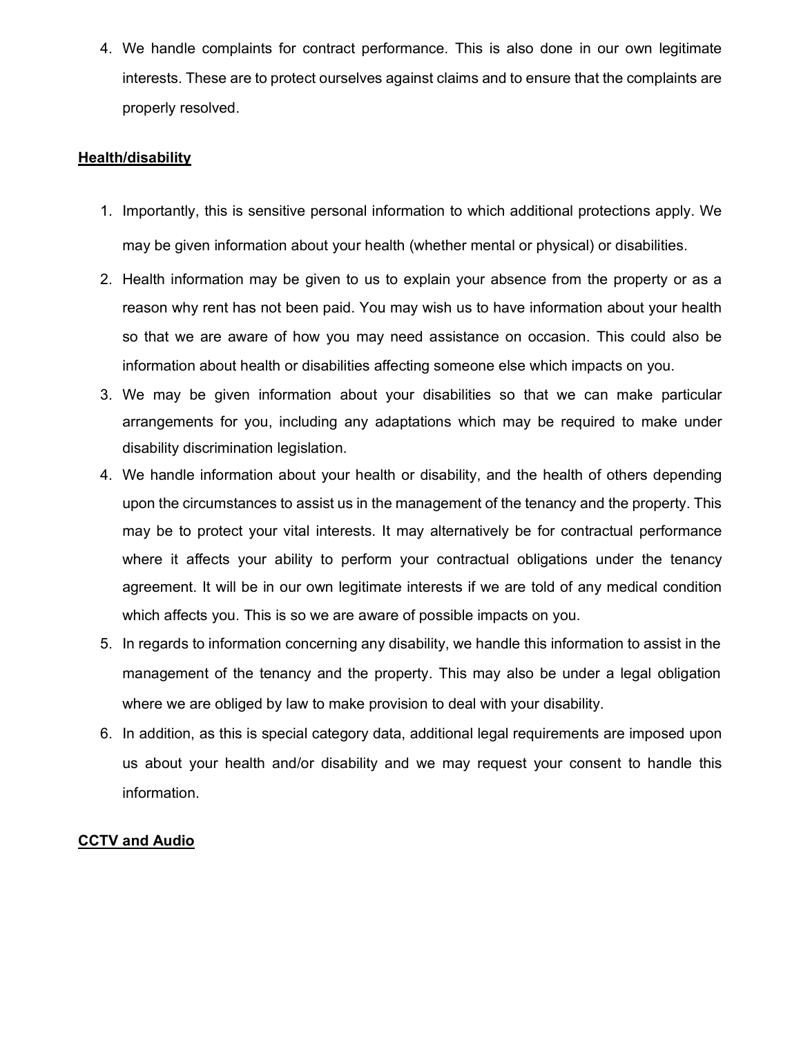4. We handle complaints for contract performance. This is also done in our own legitimate interests. These are to protect ourselves against claims and to ensure that the complaints are properly resolved.

**Health/disability**

1. Importantly, this is sensitive personal information to which additional protections apply. We may be given information about your health (whether mental or physical) or disabilities.
2. Health information may be given to us to explain your absence from the property or as a reason why rent has not been paid. You may wish us to have information about your health so that we are aware of how you may need assistance on occasion. This could also be information about health or disabilities affecting someone else which impacts on you.
3. We may be given information about your disabilities so that we can make particular arrangements for you, including any adaptations which may be required to make under disability discrimination legislation.
4. We handle information about your health or disability, and the health of others depending upon the circumstances to assist us in the management of the tenancy and the property. This may be to protect your vital interests. It may alternatively be for contractual performance where it affects your ability to perform your contractual obligations under the tenancy agreement. It will be in our own legitimate interests if we are told of any medical condition which affects you. This is so we are aware of possible impacts on you.
5. In regards to information concerning any disability, we handle this information to assist in the management of the tenancy and the property. This may also be under a legal obligation where we are obliged by law to make provision to deal with your disability.
6. In addition, as this is special category data, additional legal requirements are imposed upon us about your health and/or disability and we may request your consent to handle this information.

**CCTV and Audio**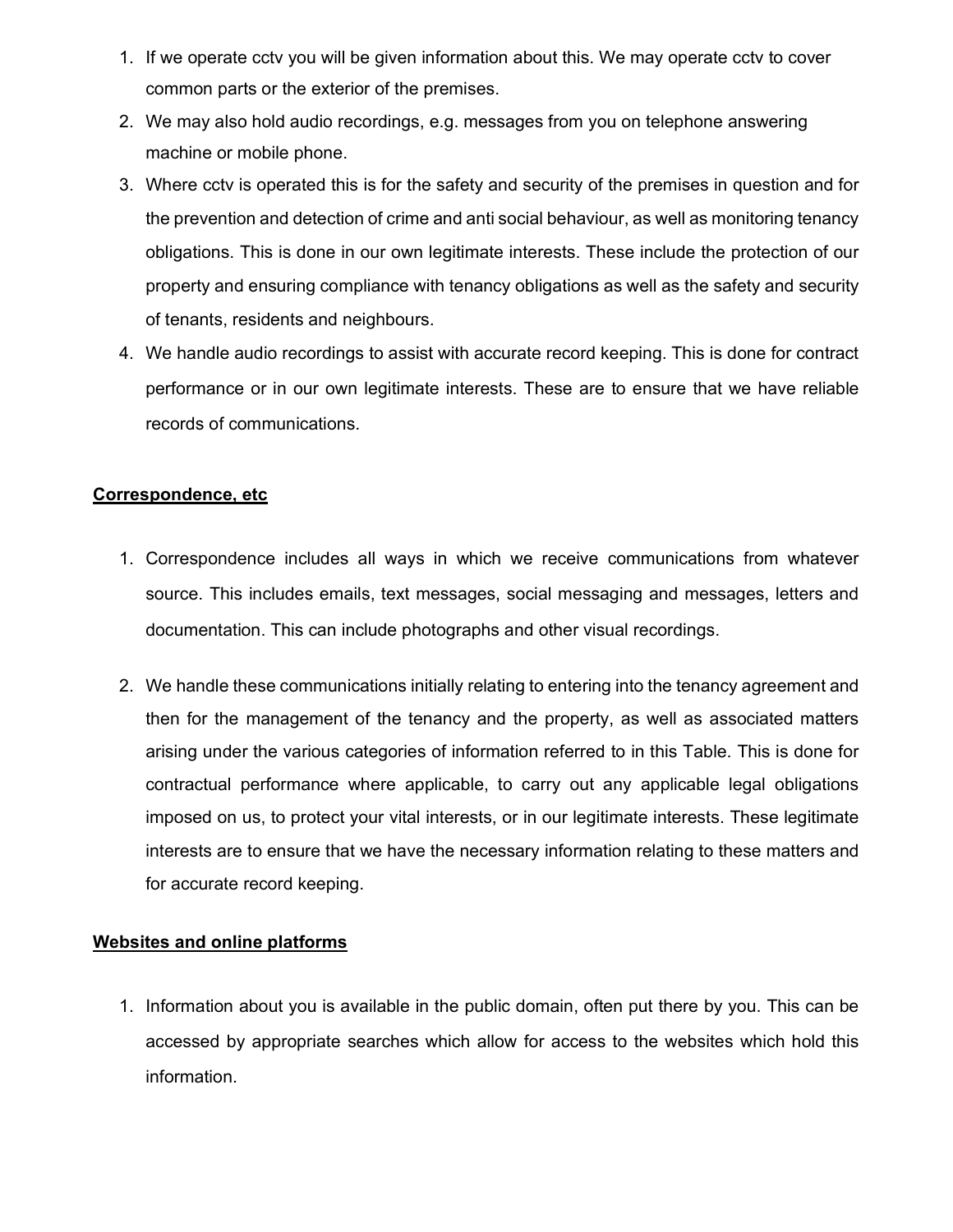1. If we operate cctv you will be given information about this. We may operate cctv to cover common parts or the exterior of the premises.
2. We may also hold audio recordings, e.g. messages from you on telephone answering machine or mobile phone.
3. Where cctv is operated this is for the safety and security of the premises in question and for the prevention and detection of crime and anti social behaviour, as well as monitoring tenancy obligations. This is done in our own legitimate interests. These include the protection of our property and ensuring compliance with tenancy obligations as well as the safety and security of tenants, residents and neighbours.
4. We handle audio recordings to assist with accurate record keeping. This is done for contract performance or in our own legitimate interests. These are to ensure that we have reliable records of communications.

<u>**Correspondence, etc**</u>

1. Correspondence includes all ways in which we receive communications from whatever source. This includes emails, text messages, social messaging and messages, letters and documentation. This can include photographs and other visual recordings.

2. We handle these communications initially relating to entering into the tenancy agreement and then for the management of the tenancy and the property, as well as associated matters arising under the various categories of information referred to in this Table. This is done for contractual performance where applicable, to carry out any applicable legal obligations imposed on us, to protect your vital interests, or in our legitimate interests. These legitimate interests are to ensure that we have the necessary information relating to these matters and for accurate record keeping.

<u>**Websites and online platforms**</u>

1. Information about you is available in the public domain, often put there by you. This can be accessed by appropriate searches which allow for access to the websites which hold this information.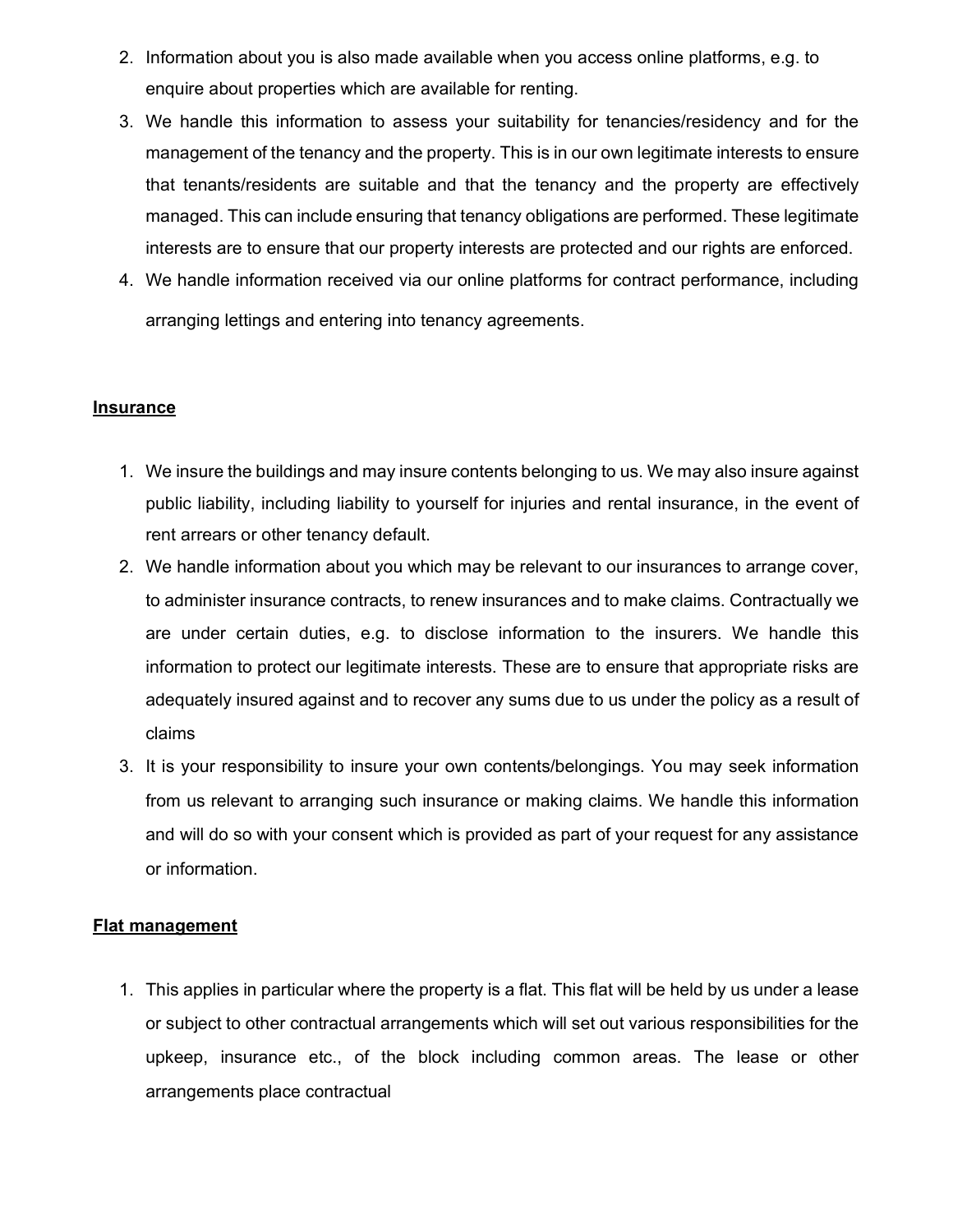2. Information about you is also made available when you access online platforms, e.g. to enquire about properties which are available for renting.
3. We handle this information to assess your suitability for tenancies/residency and for the management of the tenancy and the property. This is in our own legitimate interests to ensure that tenants/residents are suitable and that the tenancy and the property are effectively managed. This can include ensuring that tenancy obligations are performed. These legitimate interests are to ensure that our property interests are protected and our rights are enforced.
4. We handle information received via our online platforms for contract performance, including arranging lettings and entering into tenancy agreements.

**Insurance**

1. We insure the buildings and may insure contents belonging to us. We may also insure against public liability, including liability to yourself for injuries and rental insurance, in the event of rent arrears or other tenancy default.
2. We handle information about you which may be relevant to our insurances to arrange cover, to administer insurance contracts, to renew insurances and to make claims. Contractually we are under certain duties, e.g. to disclose information to the insurers. We handle this information to protect our legitimate interests. These are to ensure that appropriate risks are adequately insured against and to recover any sums due to us under the policy as a result of claims
3. It is your responsibility to insure your own contents/belongings. You may seek information from us relevant to arranging such insurance or making claims. We handle this information and will do so with your consent which is provided as part of your request for any assistance or information.

**Flat management**

1. This applies in particular where the property is a flat. This flat will be held by us under a lease or subject to other contractual arrangements which will set out various responsibilities for the upkeep, insurance etc., of the block including common areas. The lease or other arrangements place contractual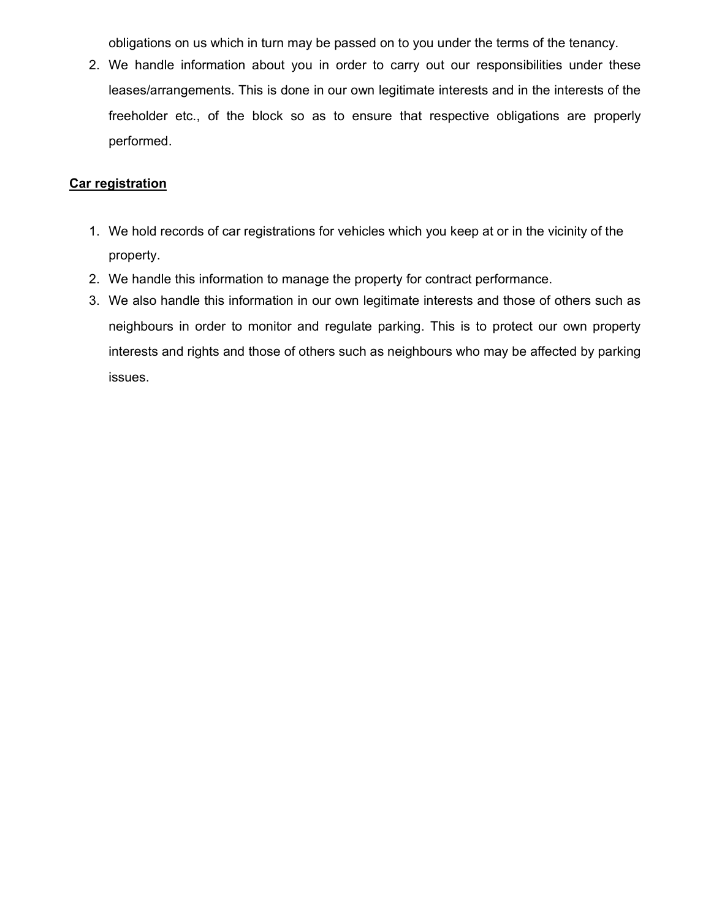obligations on us which in turn may be passed on to you under the terms of the tenancy.

2. We handle information about you in order to carry out our responsibilities under these leases/arrangements. This is done in our own legitimate interests and in the interests of the freeholder etc., of the block so as to ensure that respective obligations are properly performed.

**Car registration**

1. We hold records of car registrations for vehicles which you keep at or in the vicinity of the property.
2. We handle this information to manage the property for contract performance.
3. We also handle this information in our own legitimate interests and those of others such as neighbours in order to monitor and regulate parking. This is to protect our own property interests and rights and those of others such as neighbours who may be affected by parking issues.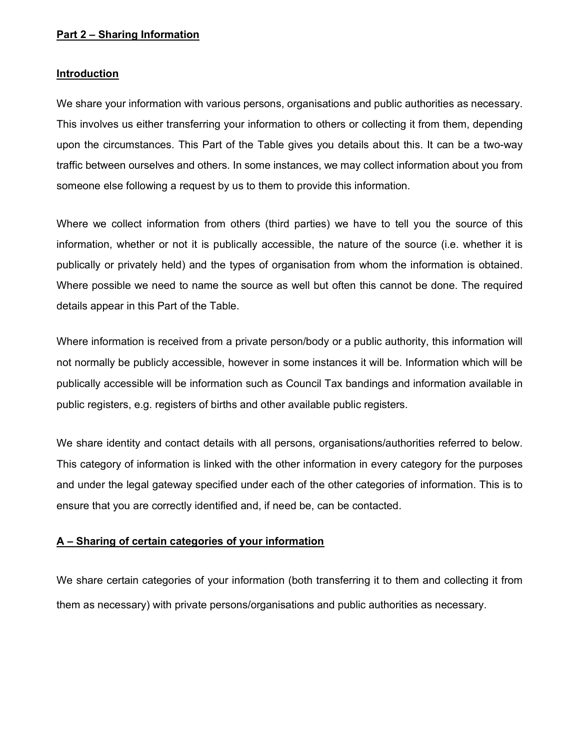**Part 2 – Sharing Information**

**Introduction**

We share your information with various persons, organisations and public authorities as necessary. This involves us either transferring your information to others or collecting it from them, depending upon the circumstances. This Part of the Table gives you details about this. It can be a two-way traffic between ourselves and others. In some instances, we may collect information about you from someone else following a request by us to them to provide this information.

Where we collect information from others (third parties) we have to tell you the source of this information, whether or not it is publically accessible, the nature of the source (i.e. whether it is publically or privately held) and the types of organisation from whom the information is obtained. Where possible we need to name the source as well but often this cannot be done. The required details appear in this Part of the Table.

Where information is received from a private person/body or a public authority, this information will not normally be publicly accessible, however in some instances it will be. Information which will be publically accessible will be information such as Council Tax bandings and information available in public registers, e.g. registers of births and other available public registers.

We share identity and contact details with all persons, organisations/authorities referred to below. This category of information is linked with the other information in every category for the purposes and under the legal gateway specified under each of the other categories of information. This is to ensure that you are correctly identified and, if need be, can be contacted.

**A – Sharing of certain categories of your information**

We share certain categories of your information (both transferring it to them and collecting it from them as necessary) with private persons/organisations and public authorities as necessary.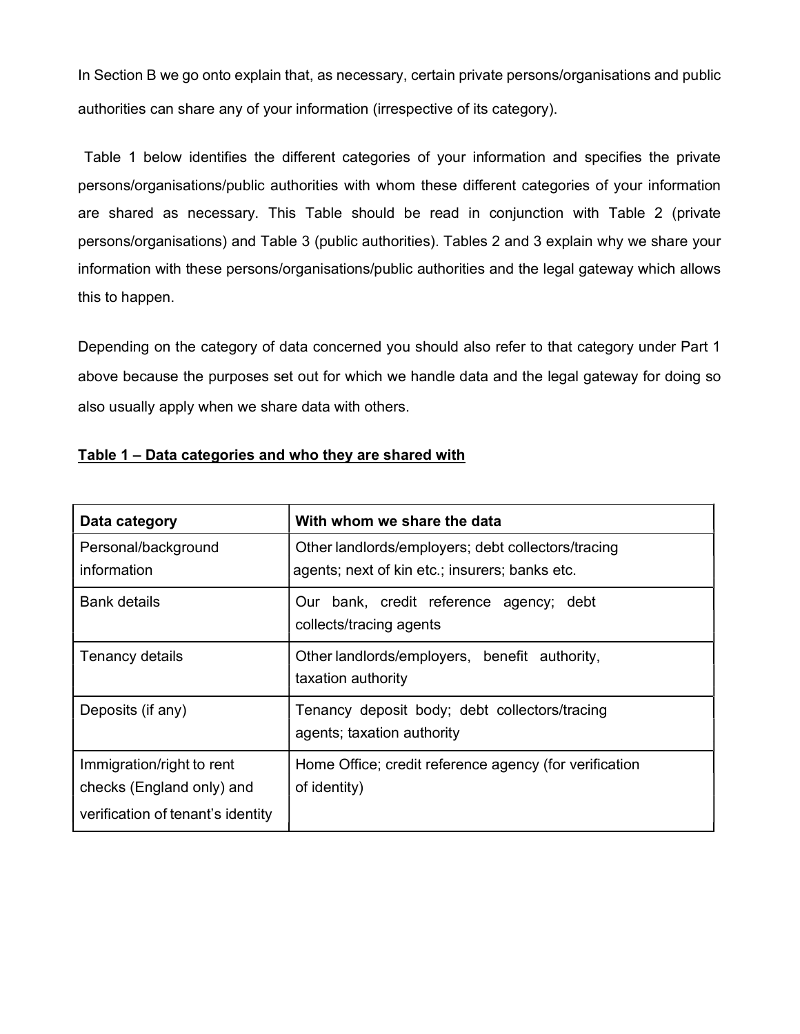In Section B we go onto explain that, as necessary, certain private persons/organisations and public authorities can share any of your information (irrespective of its category).

Table 1 below identifies the different categories of your information and specifies the private persons/organisations/public authorities with whom these different categories of your information are shared as necessary. This Table should be read in conjunction with Table 2 (private persons/organisations) and Table 3 (public authorities). Tables 2 and 3 explain why we share your information with these persons/organisations/public authorities and the legal gateway which allows this to happen.

Depending on the category of data concerned you should also refer to that category under Part 1 above because the purposes set out for which we handle data and the legal gateway for doing so also usually apply when we share data with others.

**Table 1 – Data categories and who they are shared with**

| Data category | With whom we share the data |
|---|---|
| Personal/background information | Other landlords/employers; debt collectors/tracing agents; next of kin etc.; insurers; banks etc. |
| Bank details | Our bank, credit reference agency; debt collects/tracing agents |
| Tenancy details | Other landlords/employers, benefit authority, taxation authority |
| Deposits (if any) | Tenancy deposit body; debt collectors/tracing agents; taxation authority |
| Immigration/right to rent checks (England only) and verification of tenant's identity | Home Office; credit reference agency (for verification of identity) |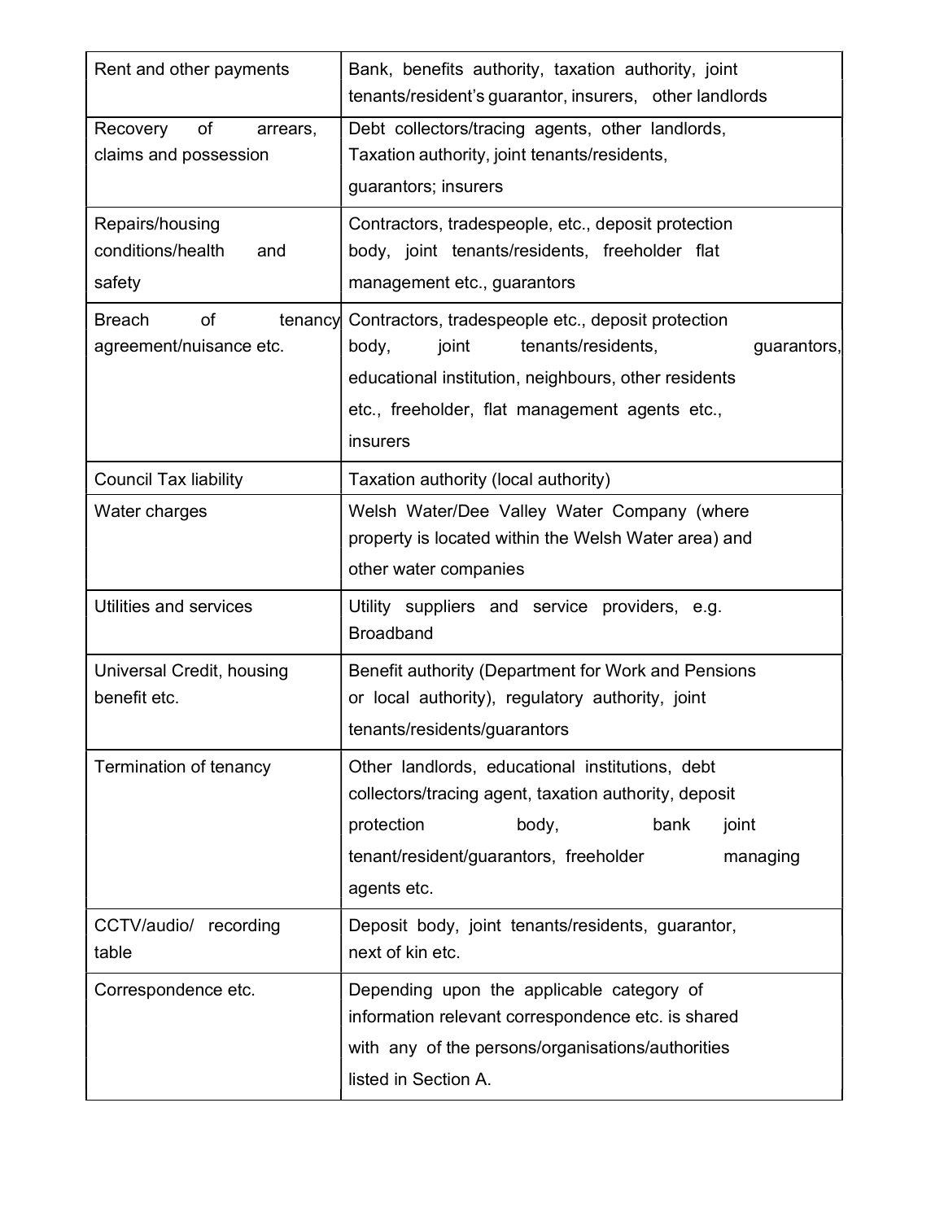| Rent and other payments | Bank, benefits authority, taxation authority, joint tenants/resident's guarantor, insurers, other landlords |
|---|---|
| Recovery of arrears, claims and possession | Debt collectors/tracing agents, other landlords, Taxation authority, joint tenants/residents, guarantors; insurers |
| Repairs/housing conditions/health and safety | Contractors, tradespeople, etc., deposit protection body, joint tenants/residents, freeholder flat management etc., guarantors |
| Breach of tenancy agreement/nuisance etc. | Contractors, tradespeople etc., deposit protection body, joint tenants/residents, guarantors, educational institution, neighbours, other residents etc., freeholder, flat management agents etc., insurers |
| Council Tax liability | Taxation authority (local authority) |
| Water charges | Welsh Water/Dee Valley Water Company (where property is located within the Welsh Water area) and other water companies |
| Utilities and services | Utility suppliers and service providers, e.g. Broadband |
| Universal Credit, housing benefit etc. | Benefit authority (Department for Work and Pensions or local authority), regulatory authority, joint tenants/residents/guarantors |
| Termination of tenancy | Other landlords, educational institutions, debt collectors/tracing agent, taxation authority, deposit protection body, bank joint tenant/resident/guarantors, freeholder managing agents etc. |
| CCTV/audio/ recording table | Deposit body, joint tenants/residents, guarantor, next of kin etc. |
| Correspondence etc. | Depending upon the applicable category of information relevant correspondence etc. is shared with any of the persons/organisations/authorities listed in Section A. |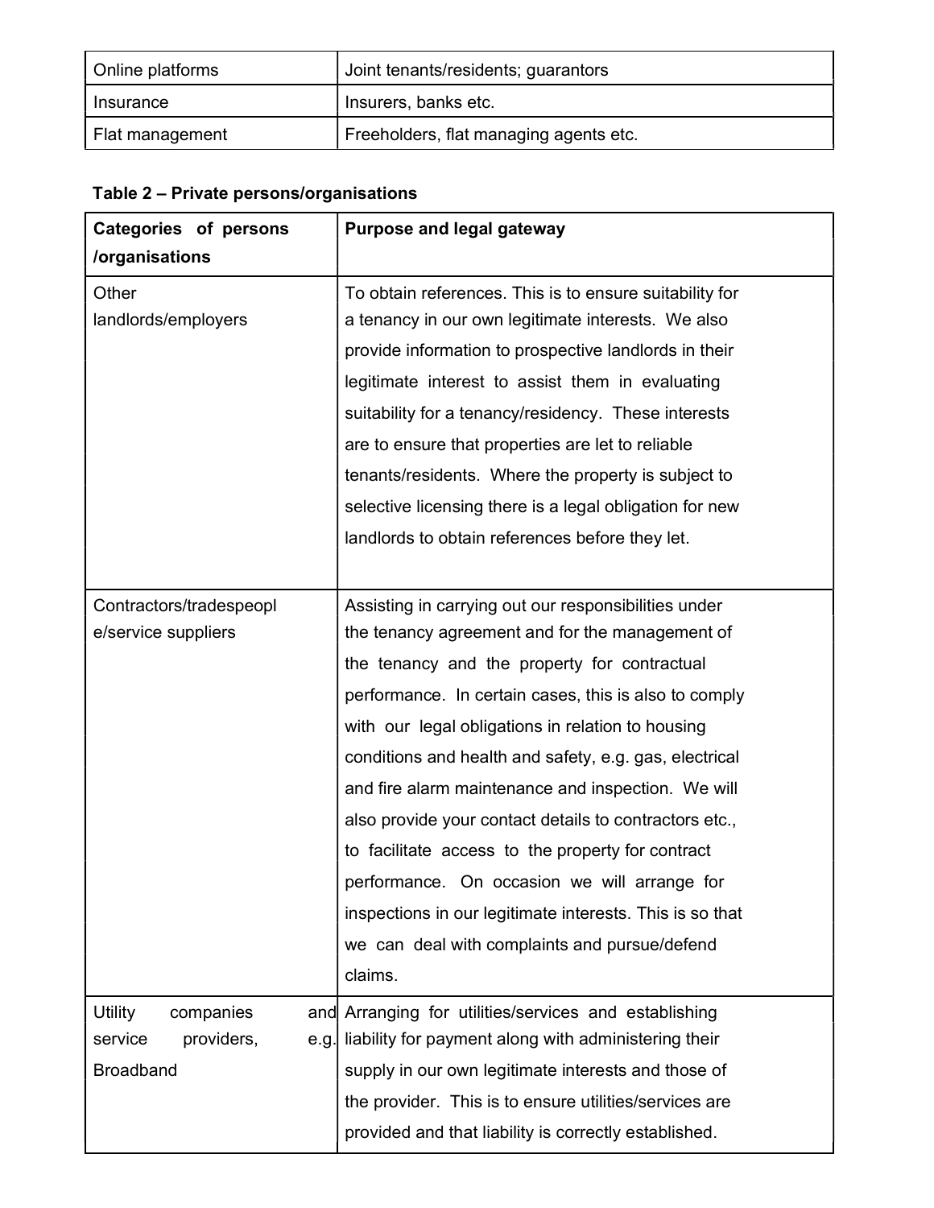| Online platforms | Joint tenants/residents; guarantors |
|---|---|
| Insurance | Insurers, banks etc. |
| Flat management | Freeholders, flat managing agents etc. |

**Table 2 – Private persons/organisations**

| Categories of persons /organisations | Purpose and legal gateway |
|---|---|
| Other landlords/employers | To obtain references. This is to ensure suitability for a tenancy in our own legitimate interests. We also provide information to prospective landlords in their legitimate interest to assist them in evaluating suitability for a tenancy/residency. These interests are to ensure that properties are let to reliable tenants/residents. Where the property is subject to selective licensing there is a legal obligation for new landlords to obtain references before they let. |
| Contractors/tradespeople/service suppliers | Assisting in carrying out our responsibilities under the tenancy agreement and for the management of the tenancy and the property for contractual performance. In certain cases, this is also to comply with our legal obligations in relation to housing conditions and health and safety, e.g. gas, electrical and fire alarm maintenance and inspection. We will also provide your contact details to contractors etc., to facilitate access to the property for contract performance. On occasion we will arrange for inspections in our legitimate interests. This is so that we can deal with complaints and pursue/defend claims. |
| Utility companies and service providers, e.g. Broadband | Arranging for utilities/services and establishing liability for payment along with administering their supply in our own legitimate interests and those of the provider. This is to ensure utilities/services are provided and that liability is correctly established. |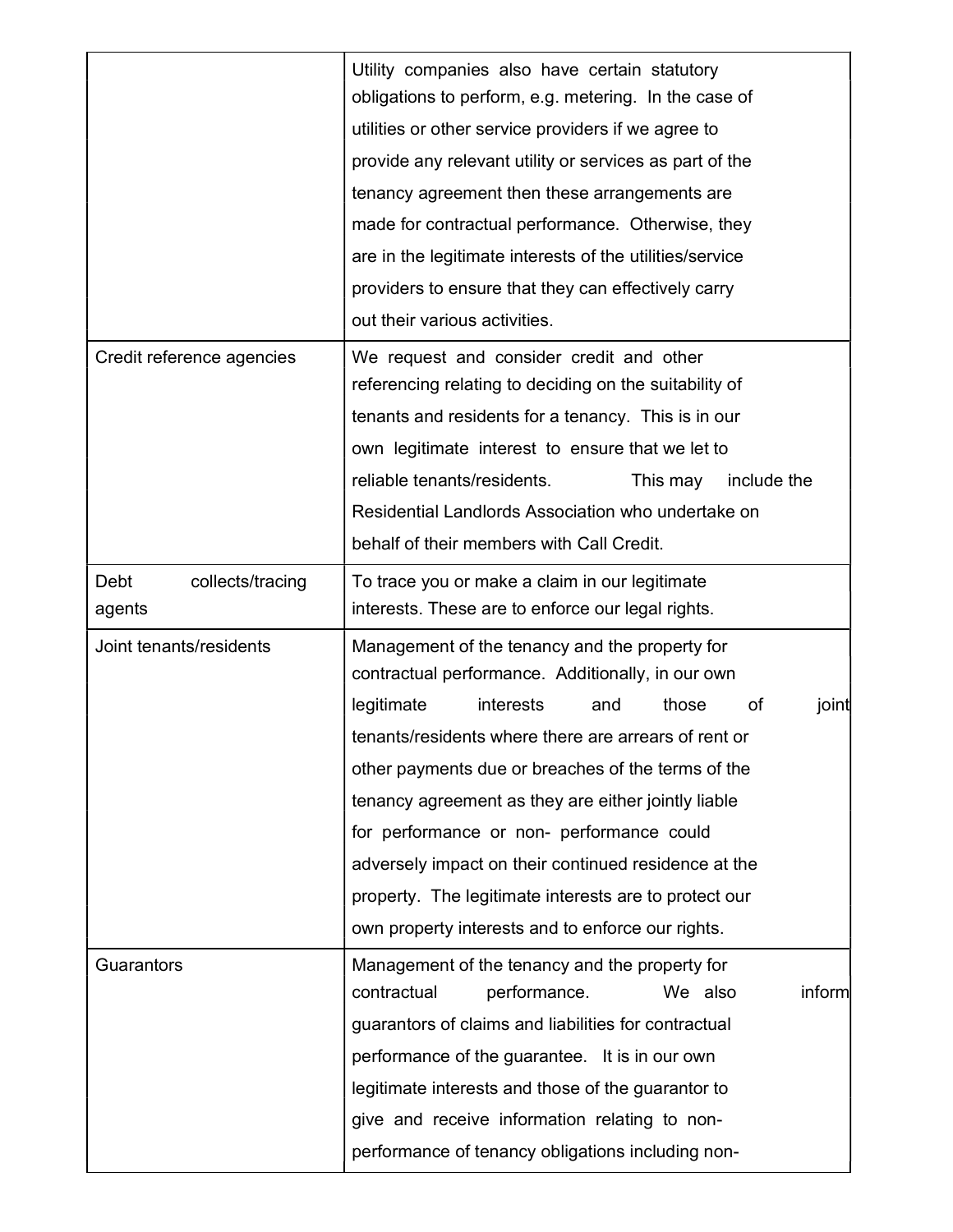| | |
|---|---|
| | Utility companies also have certain statutory obligations to perform, e.g. metering. In the case of utilities or other service providers if we agree to provide any relevant utility or services as part of the tenancy agreement then these arrangements are made for contractual performance. Otherwise, they are in the legitimate interests of the utilities/service providers to ensure that they can effectively carry out their various activities. |
| Credit reference agencies | We request and consider credit and other referencing relating to deciding on the suitability of tenants and residents for a tenancy. This is in our own legitimate interest to ensure that we let to reliable tenants/residents. This may include the Residential Landlords Association who undertake on behalf of their members with Call Credit. |
| Debt collects/tracing agents | To trace you or make a claim in our legitimate interests. These are to enforce our legal rights. |
| Joint tenants/residents | Management of the tenancy and the property for contractual performance. Additionally, in our own legitimate interests and those of joint tenants/residents where there are arrears of rent or other payments due or breaches of the terms of the tenancy agreement as they are either jointly liable for performance or non- performance could adversely impact on their continued residence at the property. The legitimate interests are to protect our own property interests and to enforce our rights. |
| Guarantors | Management of the tenancy and the property for contractual performance. We also inform guarantors of claims and liabilities for contractual performance of the guarantee. It is in our own legitimate interests and those of the guarantor to give and receive information relating to non-performance of tenancy obligations including non- |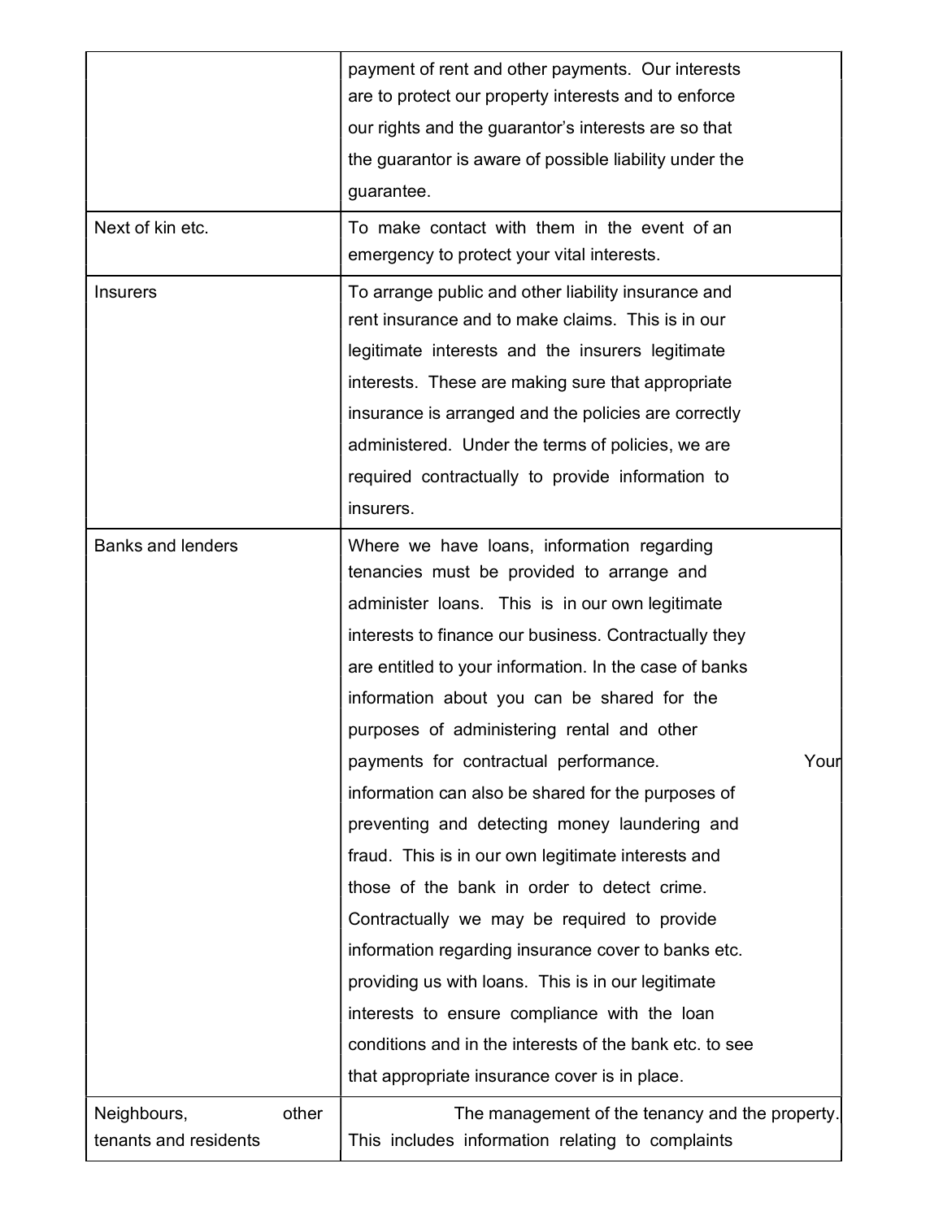| | |
|---|---|
| | payment of rent and other payments. Our interests are to protect our property interests and to enforce our rights and the guarantor's interests are so that the guarantor is aware of possible liability under the guarantee. |
| Next of kin etc. | To make contact with them in the event of an emergency to protect your vital interests. |
| Insurers | To arrange public and other liability insurance and rent insurance and to make claims. This is in our legitimate interests and the insurers legitimate interests. These are making sure that appropriate insurance is arranged and the policies are correctly administered. Under the terms of policies, we are required contractually to provide information to insurers. |
| Banks and lenders | Where we have loans, information regarding tenancies must be provided to arrange and administer loans. This is in our own legitimate interests to finance our business. Contractually they are entitled to your information. In the case of banks information about you can be shared for the purposes of administering rental and other payments for contractual performance. Your information can also be shared for the purposes of preventing and detecting money laundering and fraud. This is in our own legitimate interests and those of the bank in order to detect crime. Contractually we may be required to provide information regarding insurance cover to banks etc. providing us with loans. This is in our legitimate interests to ensure compliance with the loan conditions and in the interests of the bank etc. to see that appropriate insurance cover is in place. |
| Neighbours, other tenants and residents | The management of the tenancy and the property. This includes information relating to complaints |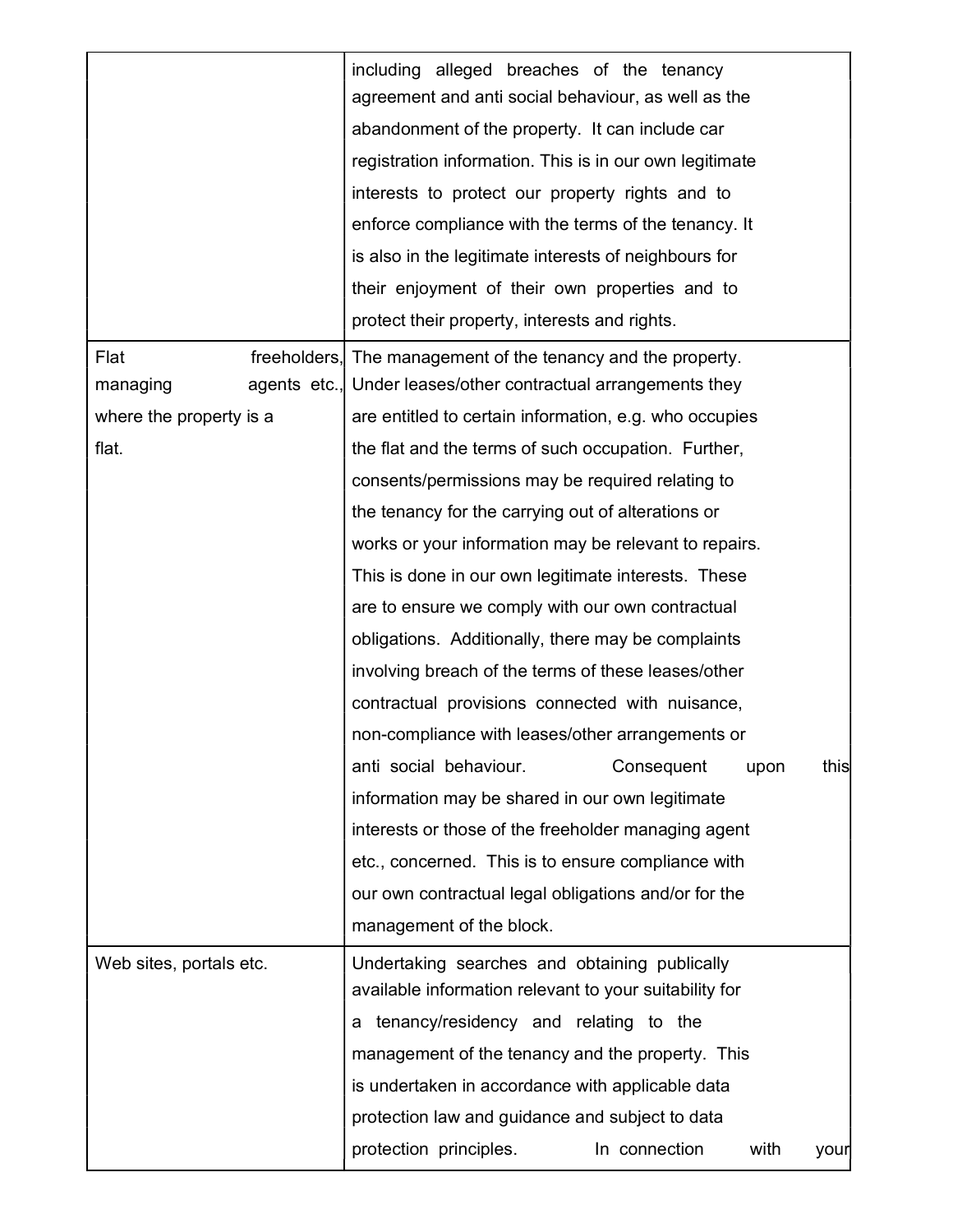| | |
|---|---|
| | including alleged breaches of the tenancy agreement and anti social behaviour, as well as the abandonment of the property. It can include car registration information. This is in our own legitimate interests to protect our property rights and to enforce compliance with the terms of the tenancy. It is also in the legitimate interests of neighbours for their enjoyment of their own properties and to protect their property, interests and rights. |
| Flat freeholders, managing agents etc., where the property is a flat. | The management of the tenancy and the property. Under leases/other contractual arrangements they are entitled to certain information, e.g. who occupies the flat and the terms of such occupation. Further, consents/permissions may be required relating to the tenancy for the carrying out of alterations or works or your information may be relevant to repairs. This is done in our own legitimate interests. These are to ensure we comply with our own contractual obligations. Additionally, there may be complaints involving breach of the terms of these leases/other contractual provisions connected with nuisance, non-compliance with leases/other arrangements or anti social behaviour. Consequent upon this information may be shared in our own legitimate interests or those of the freeholder managing agent etc., concerned. This is to ensure compliance with our own contractual legal obligations and/or for the management of the block. |
| Web sites, portals etc. | Undertaking searches and obtaining publically available information relevant to your suitability for a tenancy/residency and relating to the management of the tenancy and the property. This is undertaken in accordance with applicable data protection law and guidance and subject to data protection principles. In connection with your |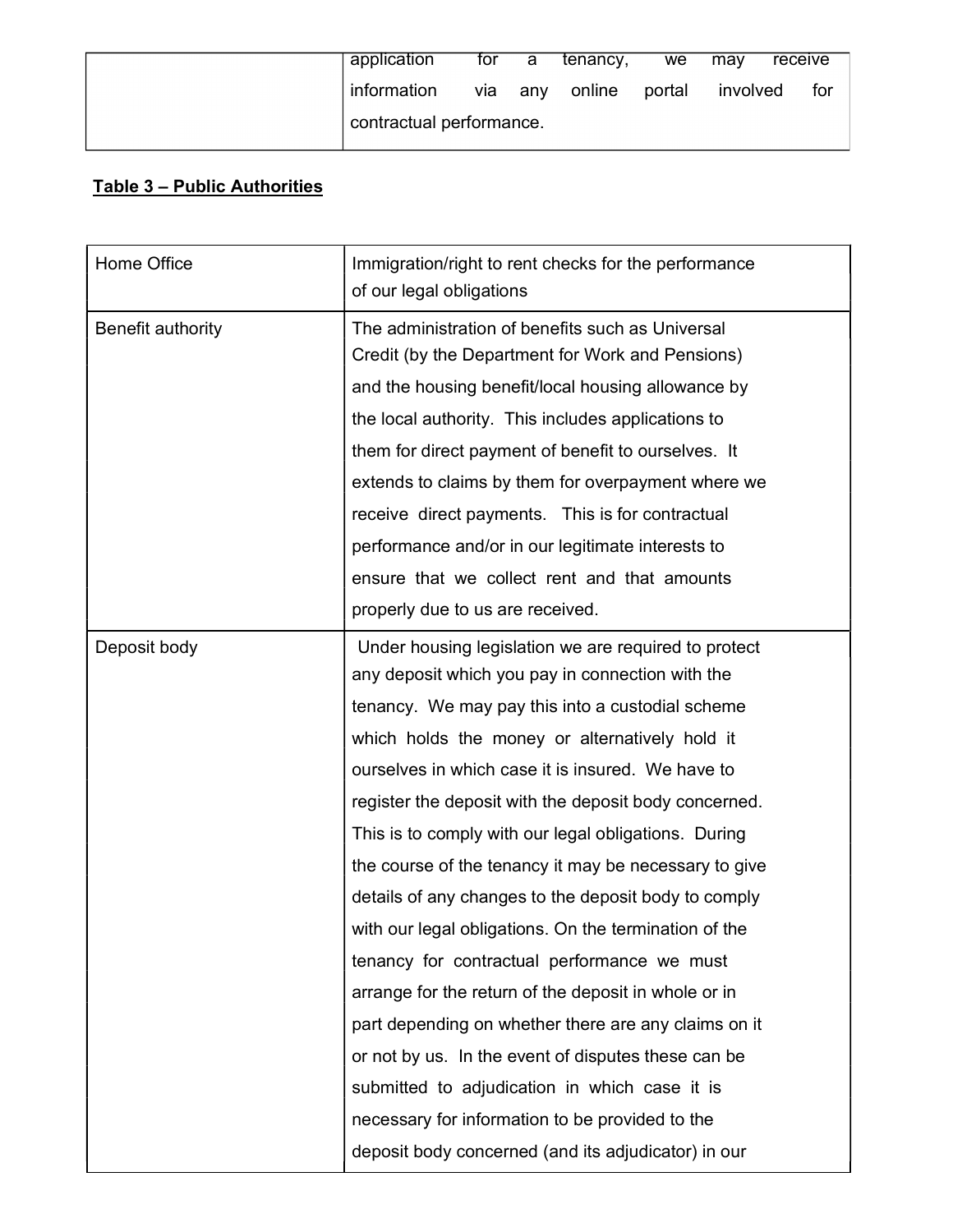| | application for a tenancy, we may receive information via any online portal involved for contractual performance. |
|---|---|

**Table 3 – Public Authorities**

| Home Office | Immigration/right to rent checks for the performance of our legal obligations |
|---|---|
| Benefit authority | The administration of benefits such as Universal Credit (by the Department for Work and Pensions) and the housing benefit/local housing allowance by the local authority. This includes applications to them for direct payment of benefit to ourselves. It extends to claims by them for overpayment where we receive direct payments. This is for contractual performance and/or in our legitimate interests to ensure that we collect rent and that amounts properly due to us are received. |
| Deposit body | Under housing legislation we are required to protect any deposit which you pay in connection with the tenancy. We may pay this into a custodial scheme which holds the money or alternatively hold it ourselves in which case it is insured. We have to register the deposit with the deposit body concerned. This is to comply with our legal obligations. During the course of the tenancy it may be necessary to give details of any changes to the deposit body to comply with our legal obligations. On the termination of the tenancy for contractual performance we must arrange for the return of the deposit in whole or in part depending on whether there are any claims on it or not by us. In the event of disputes these can be submitted to adjudication in which case it is necessary for information to be provided to the deposit body concerned (and its adjudicator) in our |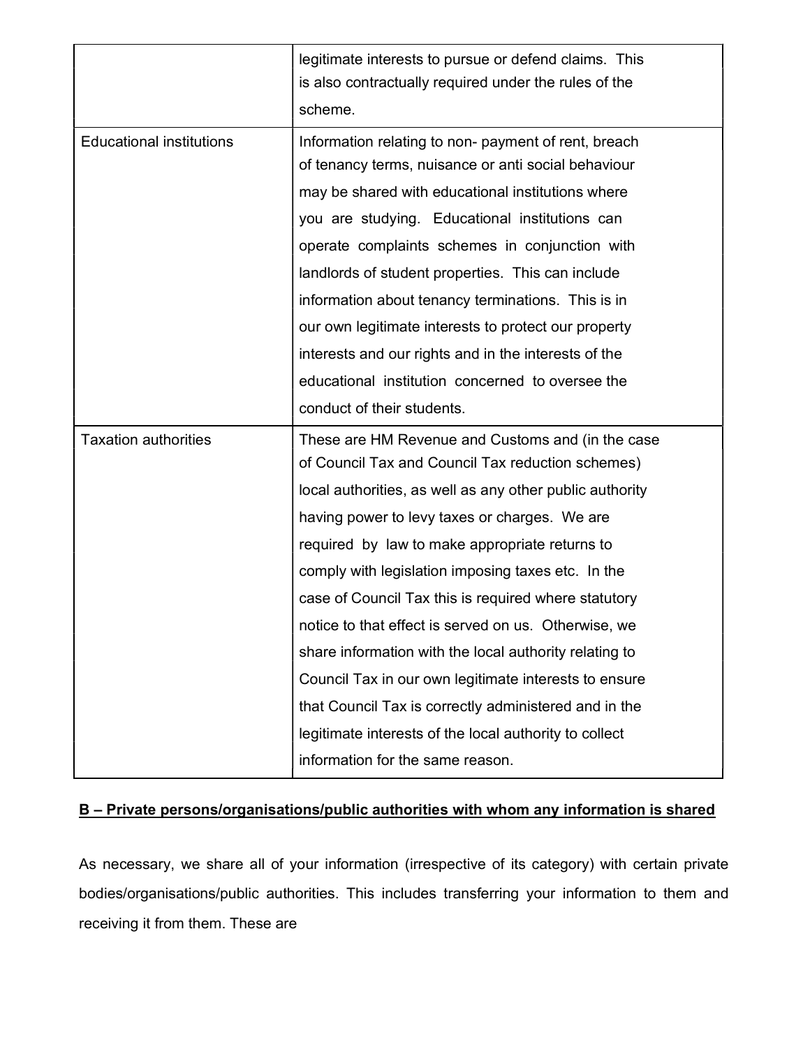| | |
|---|---|
| | legitimate interests to pursue or defend claims. This is also contractually required under the rules of the scheme. |
| Educational institutions | Information relating to non- payment of rent, breach of tenancy terms, nuisance or anti social behaviour may be shared with educational institutions where you are studying. Educational institutions can operate complaints schemes in conjunction with landlords of student properties. This can include information about tenancy terminations. This is in our own legitimate interests to protect our property interests and our rights and in the interests of the educational institution concerned to oversee the conduct of their students. |
| Taxation authorities | These are HM Revenue and Customs and (in the case of Council Tax and Council Tax reduction schemes) local authorities, as well as any other public authority having power to levy taxes or charges. We are required by law to make appropriate returns to comply with legislation imposing taxes etc. In the case of Council Tax this is required where statutory notice to that effect is served on us. Otherwise, we share information with the local authority relating to Council Tax in our own legitimate interests to ensure that Council Tax is correctly administered and in the legitimate interests of the local authority to collect information for the same reason. |

**<u>B – Private persons/organisations/public authorities with whom any information is shared</u>**

As necessary, we share all of your information (irrespective of its category) with certain private bodies/organisations/public authorities. This includes transferring your information to them and receiving it from them. These are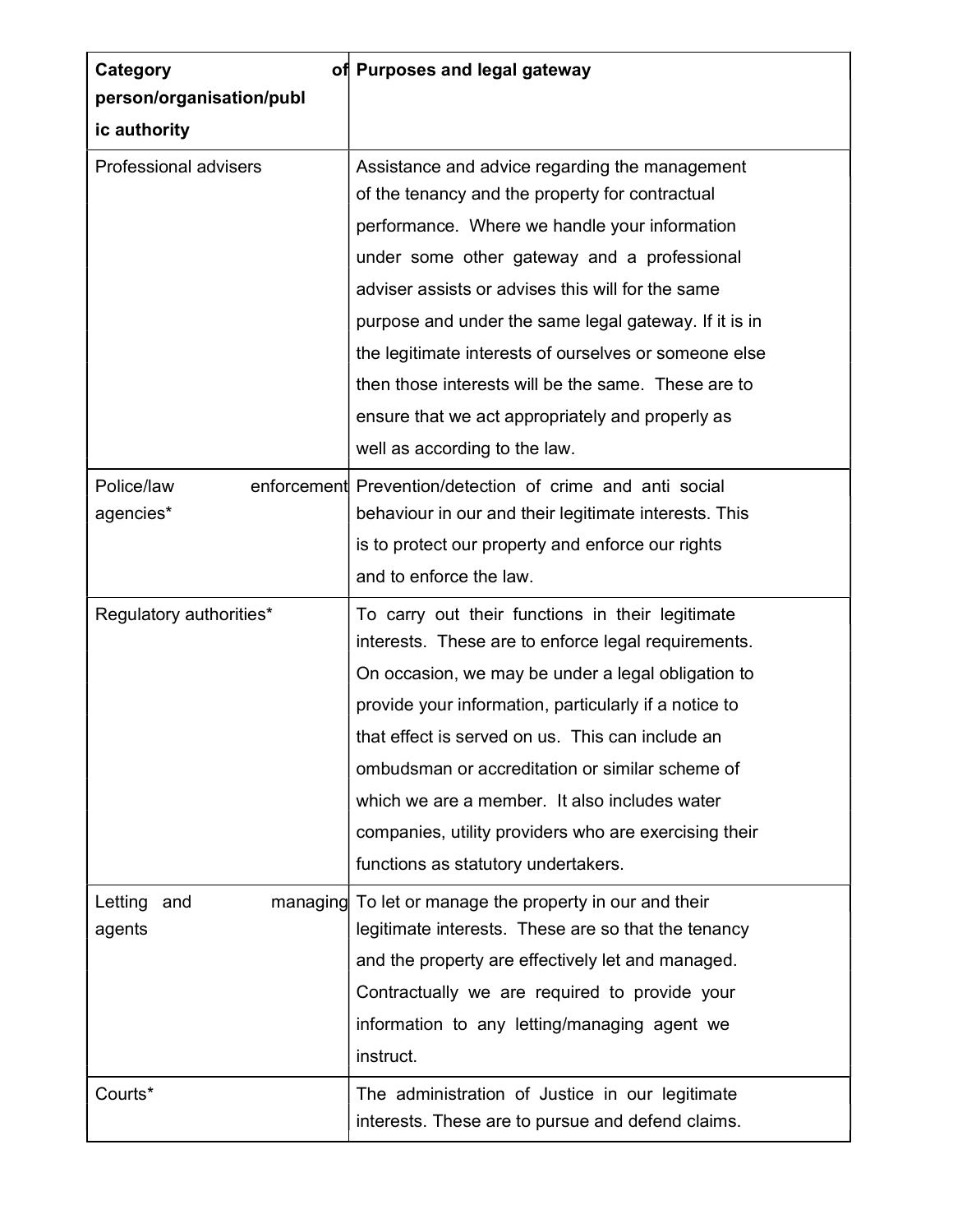| Category of person/organisation/public authority | Purposes and legal gateway |
| --- | --- |
| Professional advisers | Assistance and advice regarding the management of the tenancy and the property for contractual performance. Where we handle your information under some other gateway and a professional adviser assists or advises this will for the same purpose and under the same legal gateway. If it is in the legitimate interests of ourselves or someone else then those interests will be the same. These are to ensure that we act appropriately and properly as well as according to the law. |
| Police/law enforcement agencies* | Prevention/detection of crime and anti social behaviour in our and their legitimate interests. This is to protect our property and enforce our rights and to enforce the law. |
| Regulatory authorities* | To carry out their functions in their legitimate interests. These are to enforce legal requirements. On occasion, we may be under a legal obligation to provide your information, particularly if a notice to that effect is served on us. This can include an ombudsman or accreditation or similar scheme of which we are a member. It also includes water companies, utility providers who are exercising their functions as statutory undertakers. |
| Letting and managing agents | To let or manage the property in our and their legitimate interests. These are so that the tenancy and the property are effectively let and managed. Contractually we are required to provide your information to any letting/managing agent we instruct. |
| Courts* | The administration of Justice in our legitimate interests. These are to pursue and defend claims. |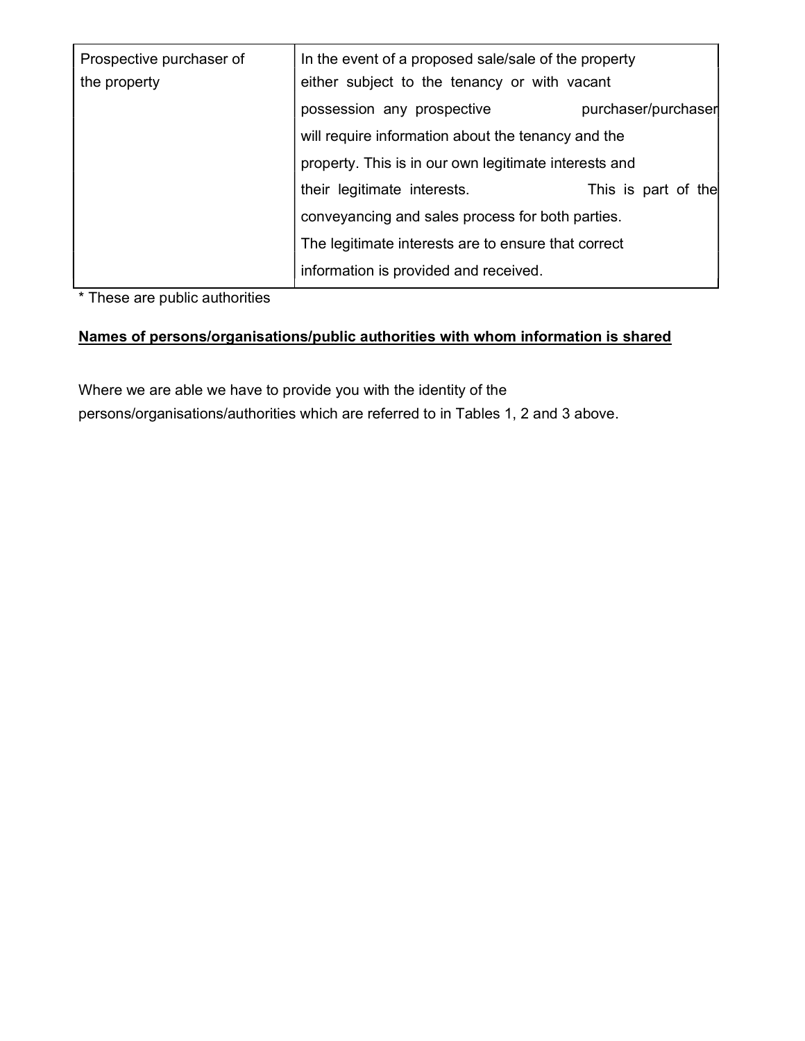| | |
|---|---|
| Prospective purchaser of the property | In the event of a proposed sale/sale of the property either subject to the tenancy or with vacant possession any prospective purchaser/purchaser will require information about the tenancy and the property. This is in our own legitimate interests and their legitimate interests. This is part of the conveyancing and sales process for both parties. The legitimate interests are to ensure that correct information is provided and received. |

* These are public authorities

**Names of persons/organisations/public authorities with whom information is shared**

Where we are able we have to provide you with the identity of the persons/organisations/authorities which are referred to in Tables 1, 2 and 3 above.